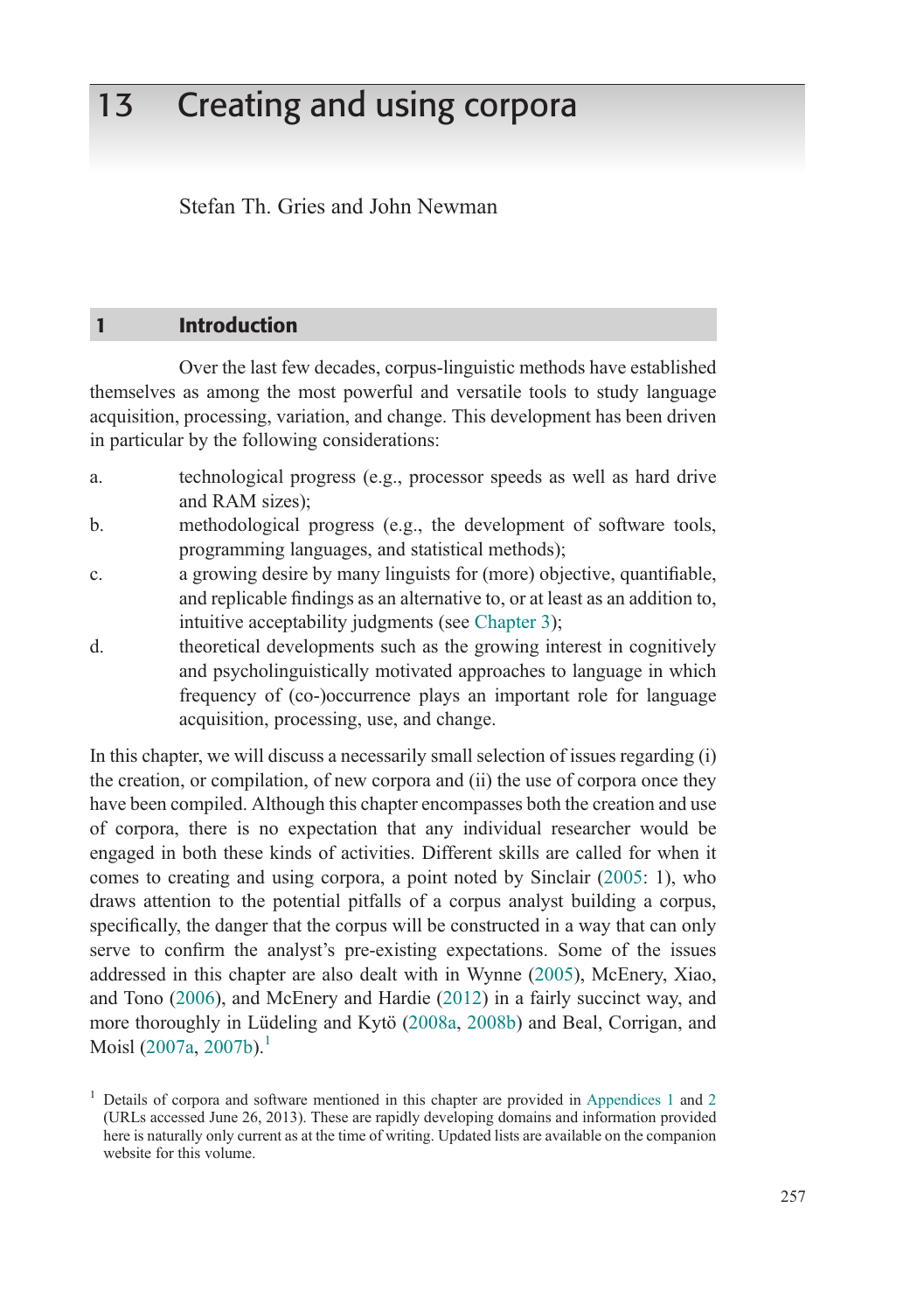# 13 Creating and using corpora

Stefan Th. Gries and John Newman

## 1 Introduction

Over the last few decades, corpus-linguistic methods have established themselves as among the most powerful and versatile tools to study language acquisition, processing, variation, and change. This development has been driven in particular by the following considerations:

a. technological progress (e.g., processor speeds as well as hard drive and RAM sizes);
b. methodological progress (e.g., the development of software tools, programming languages, and statistical methods);
c. a growing desire by many linguists for (more) objective, quantifiable, and replicable findings as an alternative to, or at least as an addition to, intuitive acceptability judgments (see Chapter 3);
d. theoretical developments such as the growing interest in cognitively and psycholinguistically motivated approaches to language in which frequency of (co-)occurrence plays an important role for language acquisition, processing, use, and change.

In this chapter, we will discuss a necessarily small selection of issues regarding (i) the creation, or compilation, of new corpora and (ii) the use of corpora once they have been compiled. Although this chapter encompasses both the creation and use of corpora, there is no expectation that any individual researcher would be engaged in both these kinds of activities. Different skills are called for when it comes to creating and using corpora, a point noted by Sinclair (2005: 1), who draws attention to the potential pitfalls of a corpus analyst building a corpus, specifically, the danger that the corpus will be constructed in a way that can only serve to confirm the analyst's pre-existing expectations. Some of the issues addressed in this chapter are also dealt with in Wynne (2005), McEnery, Xiao, and Tono (2006), and McEnery and Hardie (2012) in a fairly succinct way, and more thoroughly in Lüdeling and Kytö (2008a, 2008b) and Beal, Corrigan, and Moisl (2007a, 2007b).[1]

[1] Details of corpora and software mentioned in this chapter are provided in Appendices 1 and 2 (URLs accessed June 26, 2013). These are rapidly developing domains and information provided here is naturally only current as at the time of writing. Updated lists are available on the companion website for this volume.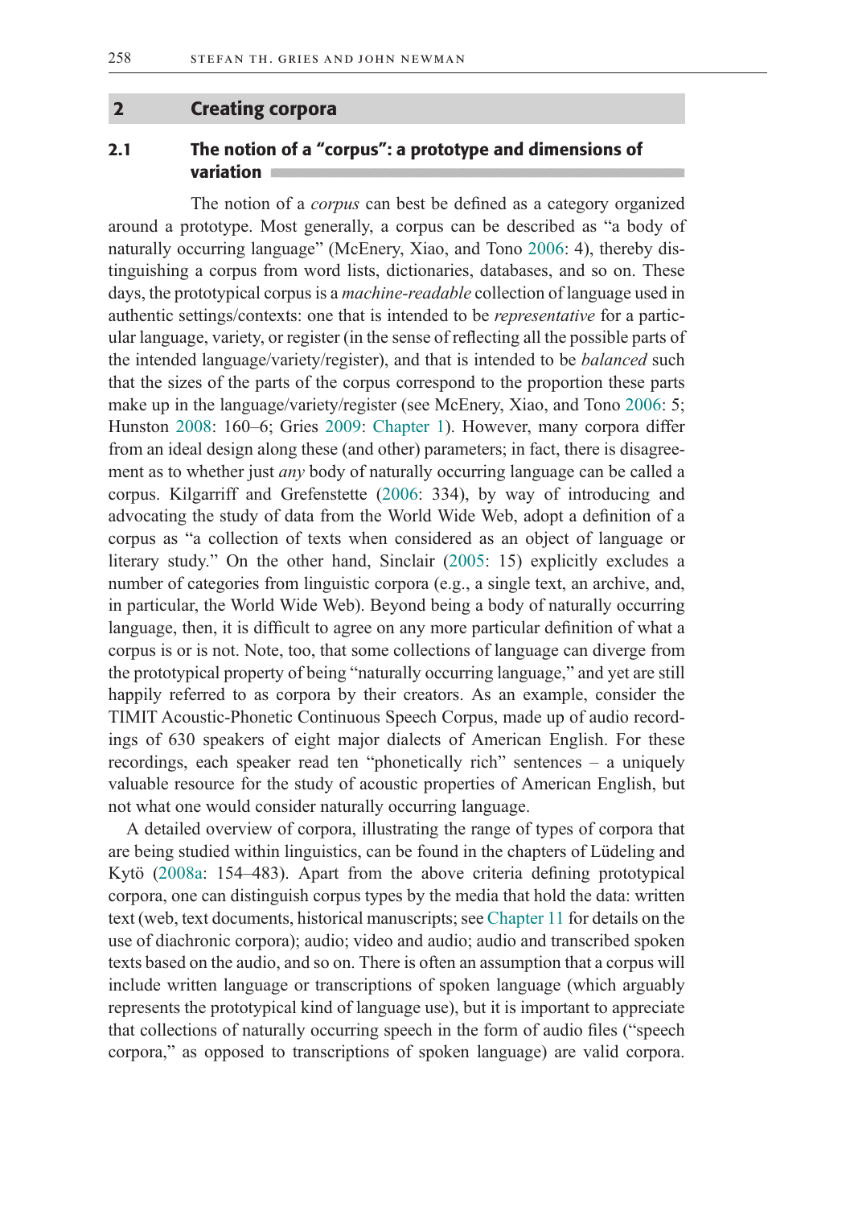## 2 Creating corpora

### 2.1 The notion of a "corpus": a prototype and dimensions of variation

The notion of a *corpus* can best be defined as a category organized around a prototype. Most generally, a corpus can be described as "a body of naturally occurring language" (McEnery, Xiao, and Tono 2006: 4), thereby distinguishing a corpus from word lists, dictionaries, databases, and so on. These days, the prototypical corpus is a *machine-readable* collection of language used in authentic settings/contexts: one that is intended to be *representative* for a particular language, variety, or register (in the sense of reflecting all the possible parts of the intended language/variety/register), and that is intended to be *balanced* such that the sizes of the parts of the corpus correspond to the proportion these parts make up in the language/variety/register (see McEnery, Xiao, and Tono 2006: 5; Hunston 2008: 160–6; Gries 2009: Chapter 1). However, many corpora differ from an ideal design along these (and other) parameters; in fact, there is disagreement as to whether just *any* body of naturally occurring language can be called a corpus. Kilgarriff and Grefenstette (2006: 334), by way of introducing and advocating the study of data from the World Wide Web, adopt a definition of a corpus as "a collection of texts when considered as an object of language or literary study." On the other hand, Sinclair (2005: 15) explicitly excludes a number of categories from linguistic corpora (e.g., a single text, an archive, and, in particular, the World Wide Web). Beyond being a body of naturally occurring language, then, it is difficult to agree on any more particular definition of what a corpus is or is not. Note, too, that some collections of language can diverge from the prototypical property of being "naturally occurring language," and yet are still happily referred to as corpora by their creators. As an example, consider the TIMIT Acoustic-Phonetic Continuous Speech Corpus, made up of audio recordings of 630 speakers of eight major dialects of American English. For these recordings, each speaker read ten "phonetically rich" sentences – a uniquely valuable resource for the study of acoustic properties of American English, but not what one would consider naturally occurring language.

A detailed overview of corpora, illustrating the range of types of corpora that are being studied within linguistics, can be found in the chapters of Lüdeling and Kytö (2008a: 154–483). Apart from the above criteria defining prototypical corpora, one can distinguish corpus types by the media that hold the data: written text (web, text documents, historical manuscripts; see Chapter 11 for details on the use of diachronic corpora); audio; video and audio; audio and transcribed spoken texts based on the audio, and so on. There is often an assumption that a corpus will include written language or transcriptions of spoken language (which arguably represents the prototypical kind of language use), but it is important to appreciate that collections of naturally occurring speech in the form of audio files ("speech corpora," as opposed to transcriptions of spoken language) are valid corpora.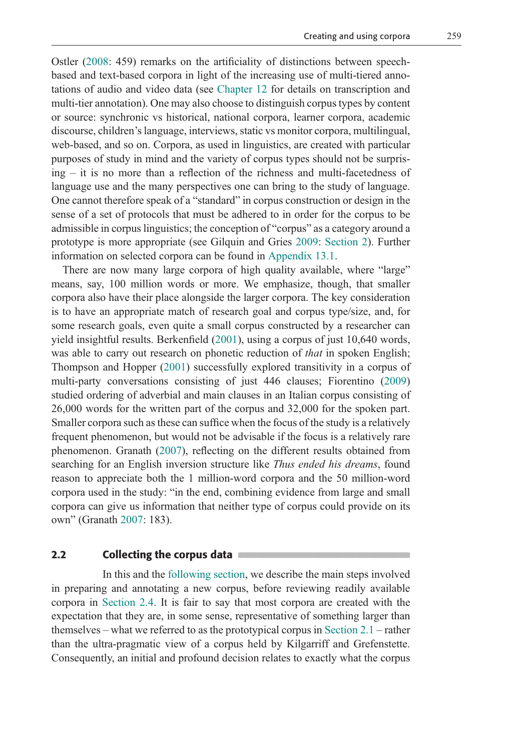Ostler (2008: 459) remarks on the artificiality of distinctions between speech-based and text-based corpora in light of the increasing use of multi-tiered annotations of audio and video data (see Chapter 12 for details on transcription and multi-tier annotation). One may also choose to distinguish corpus types by content or source: synchronic vs historical, national corpora, learner corpora, academic discourse, children's language, interviews, static vs monitor corpora, multilingual, web-based, and so on. Corpora, as used in linguistics, are created with particular purposes of study in mind and the variety of corpus types should not be surprising – it is no more than a reflection of the richness and multi-facetedness of language use and the many perspectives one can bring to the study of language. One cannot therefore speak of a "standard" in corpus construction or design in the sense of a set of protocols that must be adhered to in order for the corpus to be admissible in corpus linguistics; the conception of "corpus" as a category around a prototype is more appropriate (see Gilquin and Gries 2009: Section 2). Further information on selected corpora can be found in Appendix 13.1.

There are now many large corpora of high quality available, where "large" means, say, 100 million words or more. We emphasize, though, that smaller corpora also have their place alongside the larger corpora. The key consideration is to have an appropriate match of research goal and corpus type/size, and, for some research goals, even quite a small corpus constructed by a researcher can yield insightful results. Berkenfield (2001), using a corpus of just 10,640 words, was able to carry out research on phonetic reduction of *that* in spoken English; Thompson and Hopper (2001) successfully explored transitivity in a corpus of multi-party conversations consisting of just 446 clauses; Fiorentino (2009) studied ordering of adverbial and main clauses in an Italian corpus consisting of 26,000 words for the written part of the corpus and 32,000 for the spoken part. Smaller corpora such as these can suffice when the focus of the study is a relatively frequent phenomenon, but would not be advisable if the focus is a relatively rare phenomenon. Granath (2007), reflecting on the different results obtained from searching for an English inversion structure like *Thus ended his dreams*, found reason to appreciate both the 1 million-word corpora and the 50 million-word corpora used in the study: "in the end, combining evidence from large and small corpora can give us information that neither type of corpus could provide on its own" (Granath 2007: 183).

## 2.2 Collecting the corpus data

In this and the following section, we describe the main steps involved in preparing and annotating a new corpus, before reviewing readily available corpora in Section 2.4. It is fair to say that most corpora are created with the expectation that they are, in some sense, representative of something larger than themselves – what we referred to as the prototypical corpus in Section 2.1 – rather than the ultra-pragmatic view of a corpus held by Kilgarriff and Grefenstette. Consequently, an initial and profound decision relates to exactly what the corpus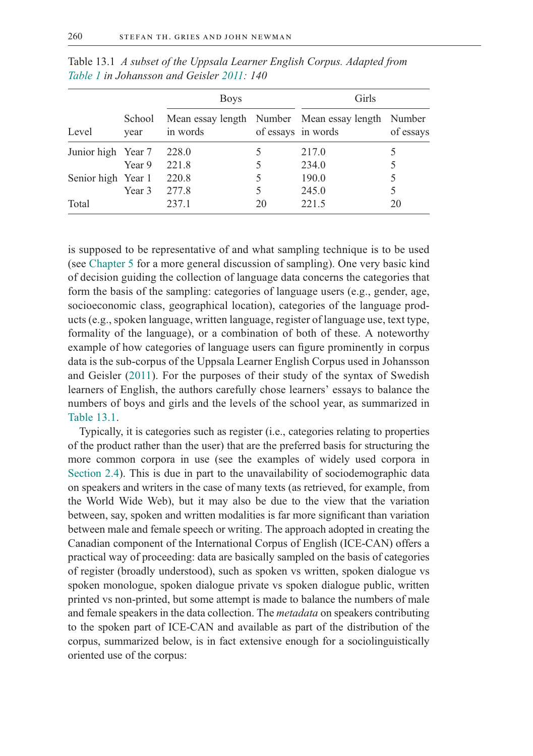Table 13.1 *A subset of the Uppsala Learner English Corpus. Adapted from Table 1 in Johansson and Geisler 2011: 140*

| | | Boys | | Girls | |
|---|---|---|---|---|---|
| Level | School year | Mean essay length in words | Number of essays | Mean essay length in words | Number of essays |
| Junior high | Year 7 | 228.0 | 5 | 217.0 | 5 |
| | Year 9 | 221.8 | 5 | 234.0 | 5 |
| Senior high | Year 1 | 220.8 | 5 | 190.0 | 5 |
| | Year 3 | 277.8 | 5 | 245.0 | 5 |
| Total | | 237.1 | 20 | 221.5 | 20 |

is supposed to be representative of and what sampling technique is to be used (see Chapter 5 for a more general discussion of sampling). One very basic kind of decision guiding the collection of language data concerns the categories that form the basis of the sampling: categories of language users (e.g., gender, age, socioeconomic class, geographical location), categories of the language products (e.g., spoken language, written language, register of language use, text type, formality of the language), or a combination of both of these. A noteworthy example of how categories of language users can figure prominently in corpus data is the sub-corpus of the Uppsala Learner English Corpus used in Johansson and Geisler (2011). For the purposes of their study of the syntax of Swedish learners of English, the authors carefully chose learners' essays to balance the numbers of boys and girls and the levels of the school year, as summarized in Table 13.1.

Typically, it is categories such as register (i.e., categories relating to properties of the product rather than the user) that are the preferred basis for structuring the more common corpora in use (see the examples of widely used corpora in Section 2.4). This is due in part to the unavailability of sociodemographic data on speakers and writers in the case of many texts (as retrieved, for example, from the World Wide Web), but it may also be due to the view that the variation between, say, spoken and written modalities is far more significant than variation between male and female speech or writing. The approach adopted in creating the Canadian component of the International Corpus of English (ICE-CAN) offers a practical way of proceeding: data are basically sampled on the basis of categories of register (broadly understood), such as spoken vs written, spoken dialogue vs spoken monologue, spoken dialogue private vs spoken dialogue public, written printed vs non-printed, but some attempt is made to balance the numbers of male and female speakers in the data collection. The *metadata* on speakers contributing to the spoken part of ICE-CAN and available as part of the distribution of the corpus, summarized below, is in fact extensive enough for a sociolinguistically oriented use of the corpus: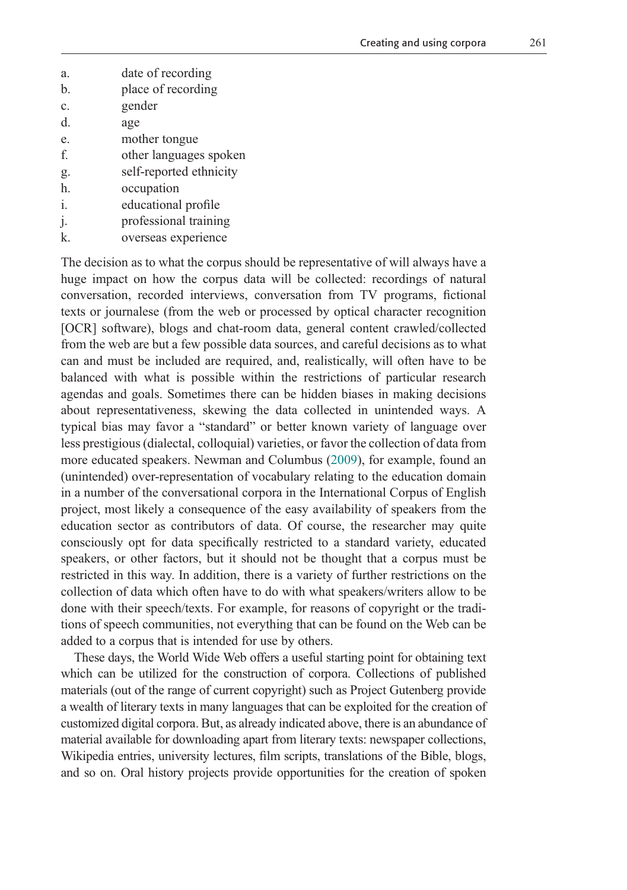a. date of recording
b. place of recording
c. gender
d. age
e. mother tongue
f. other languages spoken
g. self-reported ethnicity
h. occupation
i. educational profile
j. professional training
k. overseas experience

The decision as to what the corpus should be representative of will always have a huge impact on how the corpus data will be collected: recordings of natural conversation, recorded interviews, conversation from TV programs, fictional texts or journalese (from the web or processed by optical character recognition [OCR] software), blogs and chat-room data, general content crawled/collected from the web are but a few possible data sources, and careful decisions as to what can and must be included are required, and, realistically, will often have to be balanced with what is possible within the restrictions of particular research agendas and goals. Sometimes there can be hidden biases in making decisions about representativeness, skewing the data collected in unintended ways. A typical bias may favor a "standard" or better known variety of language over less prestigious (dialectal, colloquial) varieties, or favor the collection of data from more educated speakers. Newman and Columbus (2009), for example, found an (unintended) over-representation of vocabulary relating to the education domain in a number of the conversational corpora in the International Corpus of English project, most likely a consequence of the easy availability of speakers from the education sector as contributors of data. Of course, the researcher may quite consciously opt for data specifically restricted to a standard variety, educated speakers, or other factors, but it should not be thought that a corpus must be restricted in this way. In addition, there is a variety of further restrictions on the collection of data which often have to do with what speakers/writers allow to be done with their speech/texts. For example, for reasons of copyright or the traditions of speech communities, not everything that can be found on the Web can be added to a corpus that is intended for use by others.

These days, the World Wide Web offers a useful starting point for obtaining text which can be utilized for the construction of corpora. Collections of published materials (out of the range of current copyright) such as Project Gutenberg provide a wealth of literary texts in many languages that can be exploited for the creation of customized digital corpora. But, as already indicated above, there is an abundance of material available for downloading apart from literary texts: newspaper collections, Wikipedia entries, university lectures, film scripts, translations of the Bible, blogs, and so on. Oral history projects provide opportunities for the creation of spoken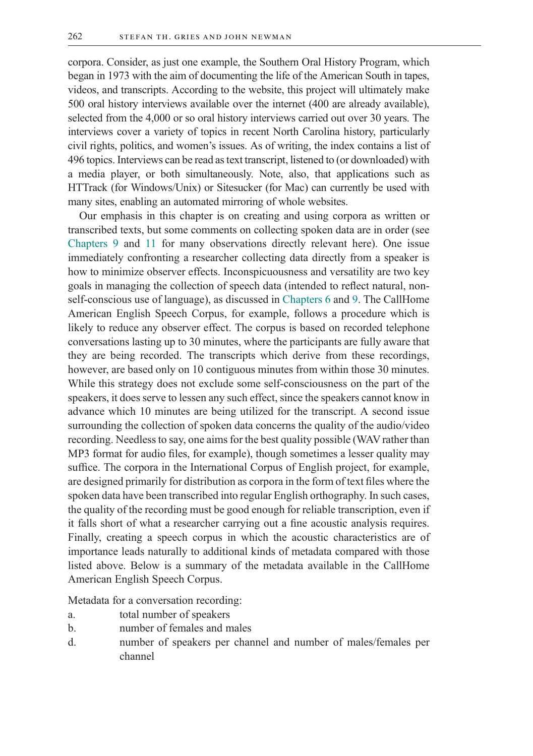corpora. Consider, as just one example, the Southern Oral History Program, which began in 1973 with the aim of documenting the life of the American South in tapes, videos, and transcripts. According to the website, this project will ultimately make 500 oral history interviews available over the internet (400 are already available), selected from the 4,000 or so oral history interviews carried out over 30 years. The interviews cover a variety of topics in recent North Carolina history, particularly civil rights, politics, and women's issues. As of writing, the index contains a list of 496 topics. Interviews can be read as text transcript, listened to (or downloaded) with a media player, or both simultaneously. Note, also, that applications such as HTTrack (for Windows/Unix) or Sitesucker (for Mac) can currently be used with many sites, enabling an automated mirroring of whole websites.

Our emphasis in this chapter is on creating and using corpora as written or transcribed texts, but some comments on collecting spoken data are in order (see Chapters 9 and 11 for many observations directly relevant here). One issue immediately confronting a researcher collecting data directly from a speaker is how to minimize observer effects. Inconspicuousness and versatility are two key goals in managing the collection of speech data (intended to reflect natural, non-self-conscious use of language), as discussed in Chapters 6 and 9. The CallHome American English Speech Corpus, for example, follows a procedure which is likely to reduce any observer effect. The corpus is based on recorded telephone conversations lasting up to 30 minutes, where the participants are fully aware that they are being recorded. The transcripts which derive from these recordings, however, are based only on 10 contiguous minutes from within those 30 minutes. While this strategy does not exclude some self-consciousness on the part of the speakers, it does serve to lessen any such effect, since the speakers cannot know in advance which 10 minutes are being utilized for the transcript. A second issue surrounding the collection of spoken data concerns the quality of the audio/video recording. Needless to say, one aims for the best quality possible (WAV rather than MP3 format for audio files, for example), though sometimes a lesser quality may suffice. The corpora in the International Corpus of English project, for example, are designed primarily for distribution as corpora in the form of text files where the spoken data have been transcribed into regular English orthography. In such cases, the quality of the recording must be good enough for reliable transcription, even if it falls short of what a researcher carrying out a fine acoustic analysis requires. Finally, creating a speech corpus in which the acoustic characteristics are of importance leads naturally to additional kinds of metadata compared with those listed above. Below is a summary of the metadata available in the CallHome American English Speech Corpus.

Metadata for a conversation recording:

a. total number of speakers
b. number of females and males
d. number of speakers per channel and number of males/females per channel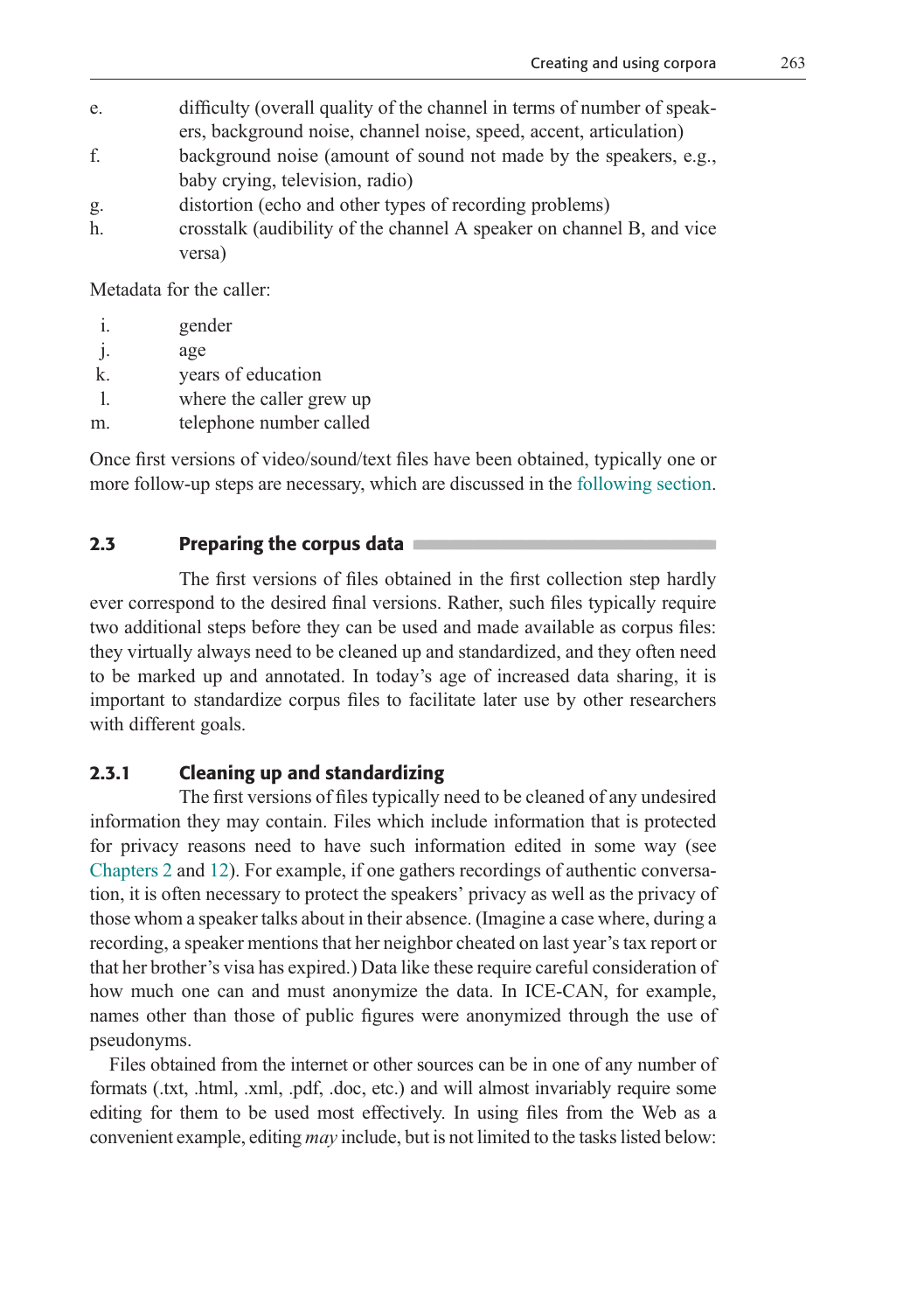e. difficulty (overall quality of the channel in terms of number of speakers, background noise, channel noise, speed, accent, articulation)
f. background noise (amount of sound not made by the speakers, e.g., baby crying, television, radio)
g. distortion (echo and other types of recording problems)
h. crosstalk (audibility of the channel A speaker on channel B, and vice versa)

Metadata for the caller:

i. gender
j. age
k. years of education
l. where the caller grew up
m. telephone number called

Once first versions of video/sound/text files have been obtained, typically one or more follow-up steps are necessary, which are discussed in the following section.

## 2.3 Preparing the corpus data

The first versions of files obtained in the first collection step hardly ever correspond to the desired final versions. Rather, such files typically require two additional steps before they can be used and made available as corpus files: they virtually always need to be cleaned up and standardized, and they often need to be marked up and annotated. In today's age of increased data sharing, it is important to standardize corpus files to facilitate later use by other researchers with different goals.

### 2.3.1 Cleaning up and standardizing

The first versions of files typically need to be cleaned of any undesired information they may contain. Files which include information that is protected for privacy reasons need to have such information edited in some way (see Chapters 2 and 12). For example, if one gathers recordings of authentic conversation, it is often necessary to protect the speakers' privacy as well as the privacy of those whom a speaker talks about in their absence. (Imagine a case where, during a recording, a speaker mentions that her neighbor cheated on last year's tax report or that her brother's visa has expired.) Data like these require careful consideration of how much one can and must anonymize the data. In ICE-CAN, for example, names other than those of public figures were anonymized through the use of pseudonyms.

Files obtained from the internet or other sources can be in one of any number of formats (.txt, .html, .xml, .pdf, .doc, etc.) and will almost invariably require some editing for them to be used most effectively. In using files from the Web as a convenient example, editing *may* include, but is not limited to the tasks listed below: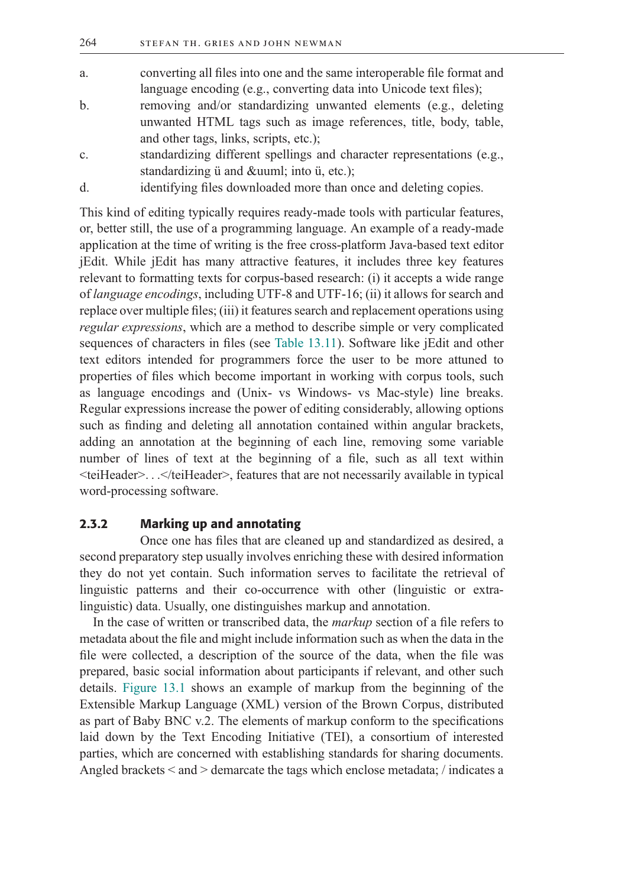a. converting all files into one and the same interoperable file format and language encoding (e.g., converting data into Unicode text files);

b. removing and/or standardizing unwanted elements (e.g., deleting unwanted HTML tags such as image references, title, body, table, and other tags, links, scripts, etc.);

c. standardizing different spellings and character representations (e.g., standardizing ü and &uuml; into ü, etc.);

d. identifying files downloaded more than once and deleting copies.

This kind of editing typically requires ready-made tools with particular features, or, better still, the use of a programming language. An example of a ready-made application at the time of writing is the free cross-platform Java-based text editor jEdit. While jEdit has many attractive features, it includes three key features relevant to formatting texts for corpus-based research: (i) it accepts a wide range of *language encodings*, including UTF-8 and UTF-16; (ii) it allows for search and replace over multiple files; (iii) it features search and replacement operations using *regular expressions*, which are a method to describe simple or very complicated sequences of characters in files (see Table 13.11). Software like jEdit and other text editors intended for programmers force the user to be more attuned to properties of files which become important in working with corpus tools, such as language encodings and (Unix- vs Windows- vs Mac-style) line breaks. Regular expressions increase the power of editing considerably, allowing options such as finding and deleting all annotation contained within angular brackets, adding an annotation at the beginning of each line, removing some variable number of lines of text at the beginning of a file, such as all text within <teiHeader>. . .</teiHeader>, features that are not necessarily available in typical word-processing software.

### 2.3.2 Marking up and annotating

Once one has files that are cleaned up and standardized as desired, a second preparatory step usually involves enriching these with desired information they do not yet contain. Such information serves to facilitate the retrieval of linguistic patterns and their co-occurrence with other (linguistic or extra-linguistic) data. Usually, one distinguishes markup and annotation.

In the case of written or transcribed data, the *markup* section of a file refers to metadata about the file and might include information such as when the data in the file were collected, a description of the source of the data, when the file was prepared, basic social information about participants if relevant, and other such details. Figure 13.1 shows an example of markup from the beginning of the Extensible Markup Language (XML) version of the Brown Corpus, distributed as part of Baby BNC v.2. The elements of markup conform to the specifications laid down by the Text Encoding Initiative (TEI), a consortium of interested parties, which are concerned with establishing standards for sharing documents. Angled brackets < and > demarcate the tags which enclose metadata; / indicates a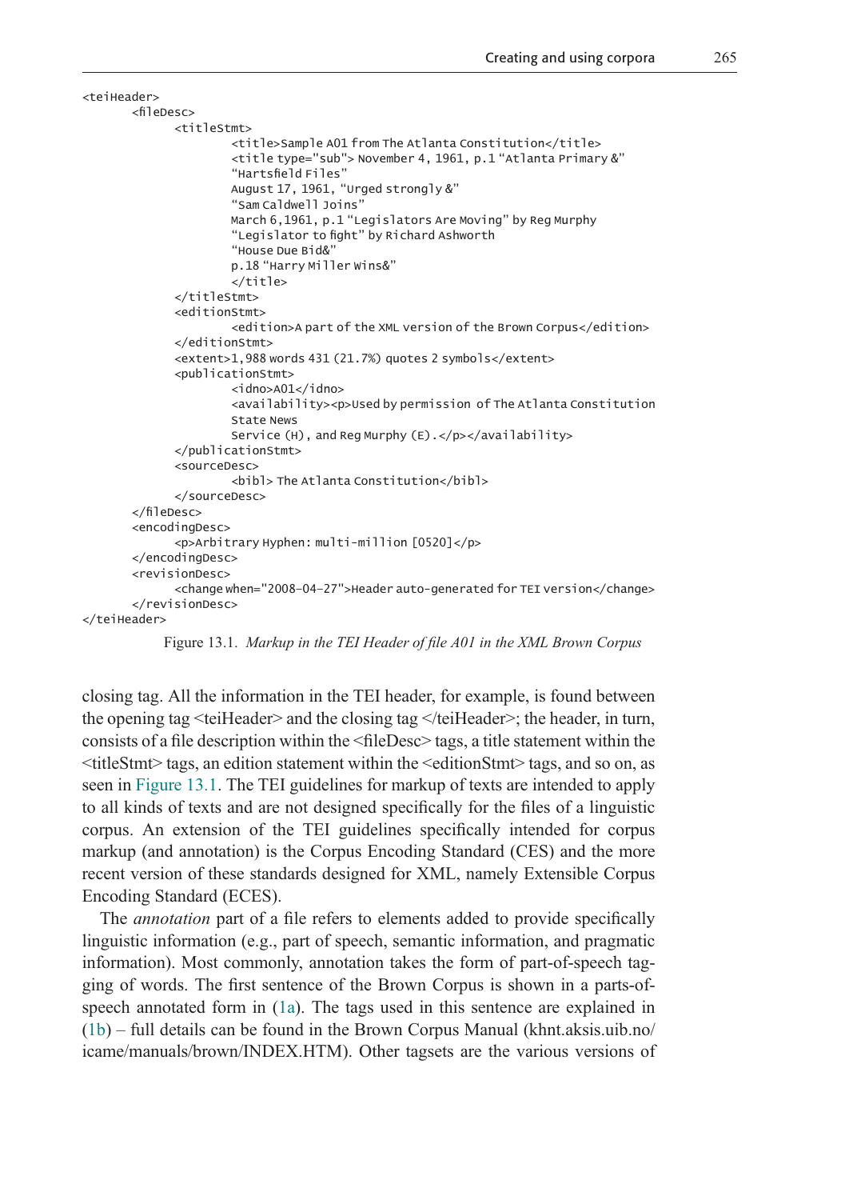```
<teiHeader>
	<fileDesc>
		<titleStmt>
			<title>Sample A01 from The Atlanta Constitution</title>
			<title type="sub"> November 4, 1961, p.1 "Atlanta Primary &"
			"Hartsfield Files"
			August 17, 1961, "Urged strongly &"
			"Sam Caldwell Joins"
			March 6,1961, p.1 "Legislators Are Moving" by Reg Murphy
			"Legislator to fight" by Richard Ashworth
			"House Due Bid&"
			p.18 "Harry Miller Wins&"
			</title>
		</titleStmt>
		<editionStmt>
			<edition>A part of the XML version of the Brown Corpus</edition>
		</editionStmt>
		<extent>1,988 words 431 (21.7%) quotes 2 symbols</extent>
		<publicationStmt>
			<idno>A01</idno>
			<availability><p>Used by permission of The Atlanta Constitution
			State News
			Service (H), and Reg Murphy (E).</p></availability>
		</publicationStmt>
		<sourceDesc>
			<bibl> The Atlanta Constitution</bibl>
		</sourceDesc>
	</fileDesc>
	<encodingDesc>
		<p>Arbitrary Hyphen: multi-million [0520]</p>
	</encodingDesc>
	<revisionDesc>
		<change when="2008-04-27">Header auto-generated for TEI version</change>
	</revisionDesc>
</teiHeader>
```

Figure 13.1. *Markup in the TEI Header of file A01 in the XML Brown Corpus*

closing tag. All the information in the TEI header, for example, is found between the opening tag <teiHeader> and the closing tag </teiHeader>; the header, in turn, consists of a file description within the <fileDesc> tags, a title statement within the <titleStmt> tags, an edition statement within the <editionStmt> tags, and so on, as seen in Figure 13.1. The TEI guidelines for markup of texts are intended to apply to all kinds of texts and are not designed specifically for the files of a linguistic corpus. An extension of the TEI guidelines specifically intended for corpus markup (and annotation) is the Corpus Encoding Standard (CES) and the more recent version of these standards designed for XML, namely Extensible Corpus Encoding Standard (ECES).

The *annotation* part of a file refers to elements added to provide specifically linguistic information (e.g., part of speech, semantic information, and pragmatic information). Most commonly, annotation takes the form of part-of-speech tagging of words. The first sentence of the Brown Corpus is shown in a parts-of-speech annotated form in (1a). The tags used in this sentence are explained in (1b) – full details can be found in the Brown Corpus Manual (khnt.aksis.uib.no/icame/manuals/brown/INDEX.HTM). Other tagsets are the various versions of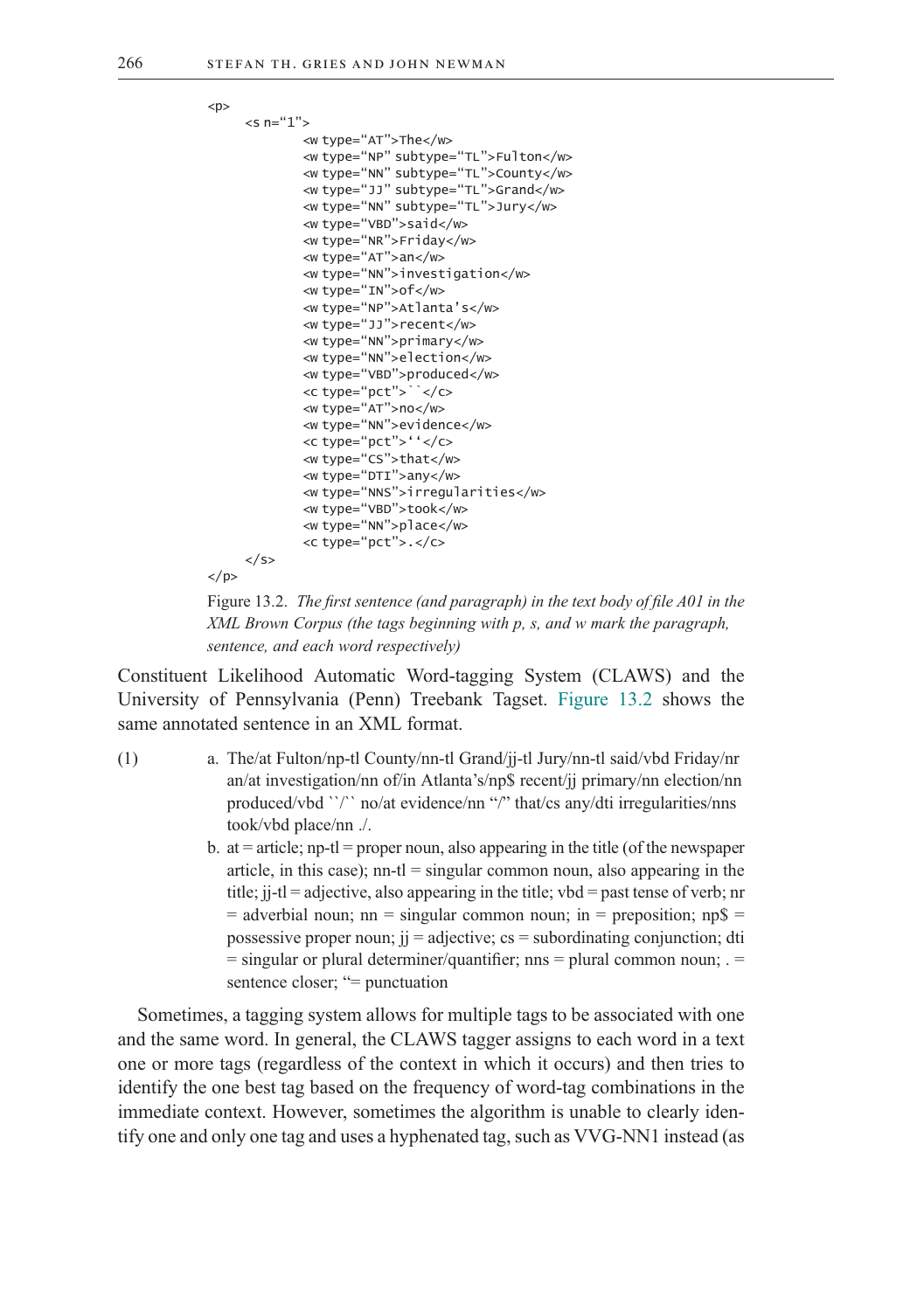```
<p>
    <s n="1">
        <w type="AT">The</w>
        <w type="NP" subtype="TL">Fulton</w>
        <w type="NN" subtype="TL">County</w>
        <w type="JJ" subtype="TL">Grand</w>
        <w type="NN" subtype="TL">Jury</w>
        <w type="VBD">said</w>
        <w type="NR">Friday</w>
        <w type="AT">an</w>
        <w type="NN">investigation</w>
        <w type="IN">of</w>
        <w type="NP">Atlanta's</w>
        <w type="JJ">recent</w>
        <w type="NN">primary</w>
        <w type="NN">election</w>
        <w type="VBD">produced</w>
        <c type="pct">``</c>
        <w type="AT">no</w>
        <w type="NN">evidence</w>
        <c type="pct">''</c>
        <w type="CS">that</w>
        <w type="DTI">any</w>
        <w type="NNS">irregularities</w>
        <w type="VBD">took</w>
        <w type="NN">place</w>
        <c type="pct">.</c>
    </s>
</p>
```

Figure 13.2. *The first sentence (and paragraph) in the text body of file A01 in the XML Brown Corpus (the tags beginning with p, s, and w mark the paragraph, sentence, and each word respectively)*

Constituent Likelihood Automatic Word-tagging System (CLAWS) and the University of Pennsylvania (Penn) Treebank Tagset. Figure 13.2 shows the same annotated sentence in an XML format.

(1)
a. The/at Fulton/np-tl County/nn-tl Grand/jj-tl Jury/nn-tl said/vbd Friday/nr an/at investigation/nn of/in Atlanta's/np$ recent/jj primary/nn election/nn produced/vbd ``/`` no/at evidence/nn "/" that/cs any/dti irregularities/nns took/vbd place/nn ./.

b. at = article; np-tl = proper noun, also appearing in the title (of the newspaper article, in this case); nn-tl = singular common noun, also appearing in the title; jj-tl = adjective, also appearing in the title; vbd = past tense of verb; nr = adverbial noun; nn = singular common noun; in = preposition; np$ = possessive proper noun; jj = adjective; cs = subordinating conjunction; dti = singular or plural determiner/quantifier; nns = plural common noun; . = sentence closer; "= punctuation

Sometimes, a tagging system allows for multiple tags to be associated with one and the same word. In general, the CLAWS tagger assigns to each word in a text one or more tags (regardless of the context in which it occurs) and then tries to identify the one best tag based on the frequency of word-tag combinations in the immediate context. However, sometimes the algorithm is unable to clearly identify one and only one tag and uses a hyphenated tag, such as VVG-NN1 instead (as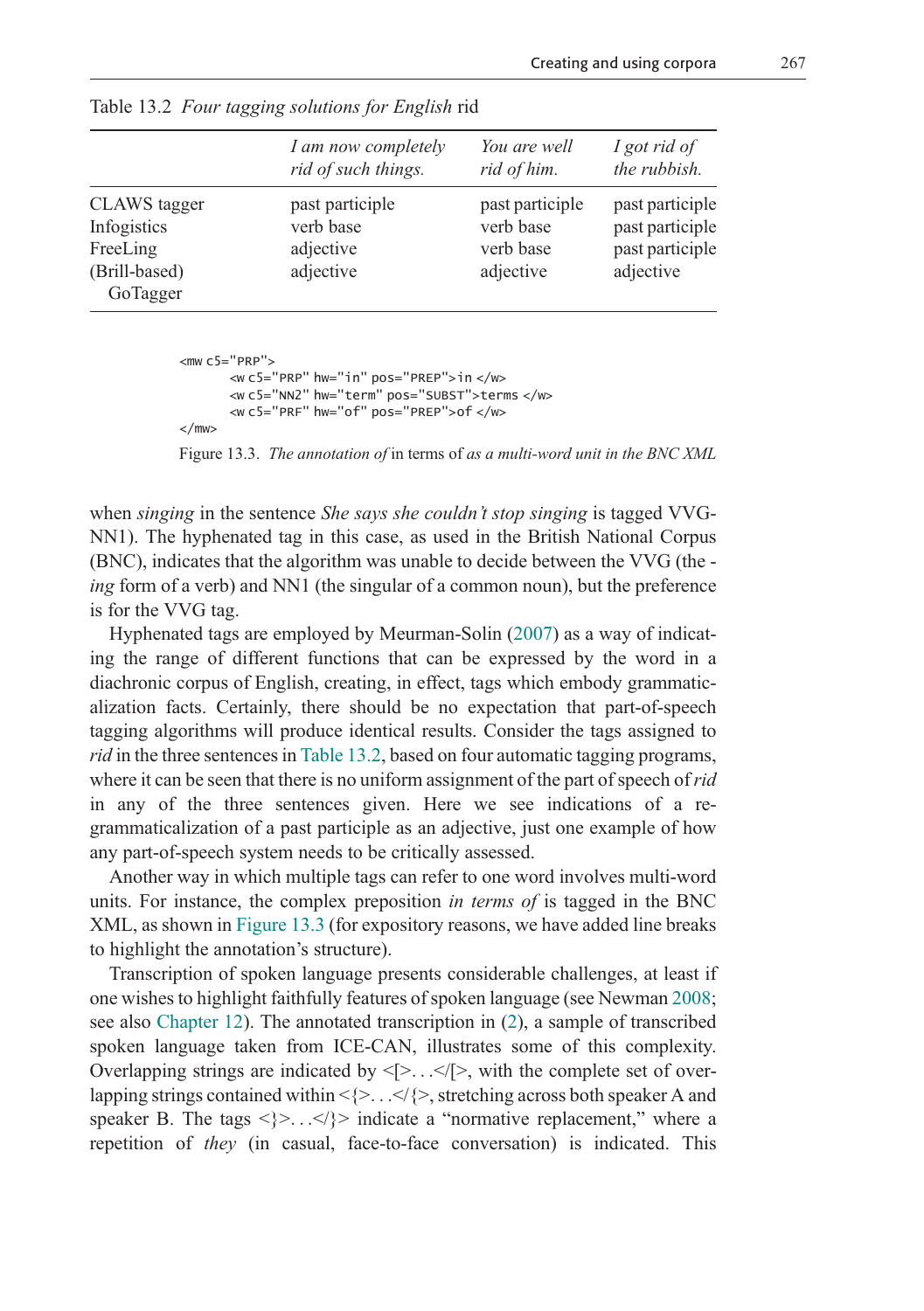Table 13.2 *Four tagging solutions for English* rid

| | *I am now completely rid of such things.* | *You are well rid of him.* | *I got rid of the rubbish.* |
|---|---|---|---|
| CLAWS tagger | past participle | past participle | past participle |
| Infogistics | verb base | verb base | past participle |
| FreeLing | adjective | verb base | past participle |
| (Brill-based) GoTagger | adjective | adjective | adjective |

```
<mw c5="PRP">
       <w c5="PRP" hw="in" pos="PREP">in </w>
       <w c5="NN2" hw="term" pos="SUBST">terms </w>
       <w c5="PRF" hw="of" pos="PREP">of </w>
</mw>
```

Figure 13.3. *The annotation of* in terms of *as a multi-word unit in the BNC XML*

when *singing* in the sentence *She says she couldn't stop singing* is tagged VVG-NN1). The hyphenated tag in this case, as used in the British National Corpus (BNC), indicates that the algorithm was unable to decide between the VVG (the -*ing* form of a verb) and NN1 (the singular of a common noun), but the preference is for the VVG tag.

Hyphenated tags are employed by Meurman-Solin (2007) as a way of indicating the range of different functions that can be expressed by the word in a diachronic corpus of English, creating, in effect, tags which embody grammaticalization facts. Certainly, there should be no expectation that part-of-speech tagging algorithms will produce identical results. Consider the tags assigned to *rid* in the three sentences in Table 13.2, based on four automatic tagging programs, where it can be seen that there is no uniform assignment of the part of speech of *rid* in any of the three sentences given. Here we see indications of a re-grammaticalization of a past participle as an adjective, just one example of how any part-of-speech system needs to be critically assessed.

Another way in which multiple tags can refer to one word involves multi-word units. For instance, the complex preposition *in terms of* is tagged in the BNC XML, as shown in Figure 13.3 (for expository reasons, we have added line breaks to highlight the annotation's structure).

Transcription of spoken language presents considerable challenges, at least if one wishes to highlight faithfully features of spoken language (see Newman 2008; see also Chapter 12). The annotated transcription in (2), a sample of transcribed spoken language taken from ICE-CAN, illustrates some of this complexity. Overlapping strings are indicated by <[>...</[>, with the complete set of overlapping strings contained within <{>...</{>, stretching across both speaker A and speaker B. The tags <}>...</}> indicate a "normative replacement," where a repetition of *they* (in casual, face-to-face conversation) is indicated. This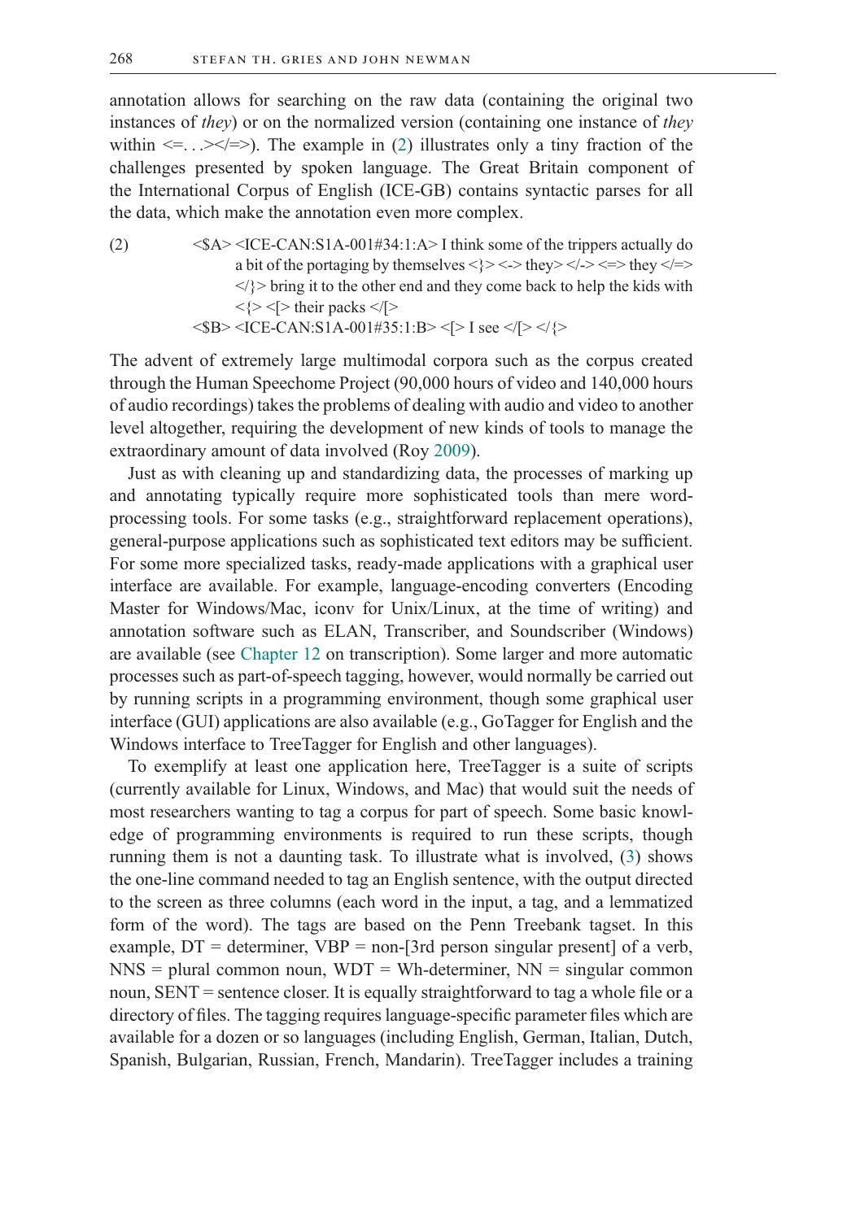annotation allows for searching on the raw data (containing the original two instances of *they*) or on the normalized version (containing one instance of *they* within <=. . .></=>). The example in (2) illustrates only a tiny fraction of the challenges presented by spoken language. The Great Britain component of the International Corpus of English (ICE-GB) contains syntactic parses for all the data, which make the annotation even more complex.

(2) <$A> <ICE-CAN:S1A-001#34:1:A> I think some of the trippers actually do a bit of the portaging by themselves <}> <-> they> </-> <=> they </=> </}> bring it to the other end and they come back to help the kids with <{> <[> their packs </[>
<$B> <ICE-CAN:S1A-001#35:1:B> <[> I see </[> </{>

The advent of extremely large multimodal corpora such as the corpus created through the Human Speechome Project (90,000 hours of video and 140,000 hours of audio recordings) takes the problems of dealing with audio and video to another level altogether, requiring the development of new kinds of tools to manage the extraordinary amount of data involved (Roy 2009).

Just as with cleaning up and standardizing data, the processes of marking up and annotating typically require more sophisticated tools than mere word-processing tools. For some tasks (e.g., straightforward replacement operations), general-purpose applications such as sophisticated text editors may be sufficient. For some more specialized tasks, ready-made applications with a graphical user interface are available. For example, language-encoding converters (Encoding Master for Windows/Mac, iconv for Unix/Linux, at the time of writing) and annotation software such as ELAN, Transcriber, and Soundscriber (Windows) are available (see Chapter 12 on transcription). Some larger and more automatic processes such as part-of-speech tagging, however, would normally be carried out by running scripts in a programming environment, though some graphical user interface (GUI) applications are also available (e.g., GoTagger for English and the Windows interface to TreeTagger for English and other languages).

To exemplify at least one application here, TreeTagger is a suite of scripts (currently available for Linux, Windows, and Mac) that would suit the needs of most researchers wanting to tag a corpus for part of speech. Some basic knowledge of programming environments is required to run these scripts, though running them is not a daunting task. To illustrate what is involved, (3) shows the one-line command needed to tag an English sentence, with the output directed to the screen as three columns (each word in the input, a tag, and a lemmatized form of the word). The tags are based on the Penn Treebank tagset. In this example, DT = determiner, VBP = non-[3rd person singular present] of a verb, NNS = plural common noun, WDT = Wh-determiner, NN = singular common noun, SENT = sentence closer. It is equally straightforward to tag a whole file or a directory of files. The tagging requires language-specific parameter files which are available for a dozen or so languages (including English, German, Italian, Dutch, Spanish, Bulgarian, Russian, French, Mandarin). TreeTagger includes a training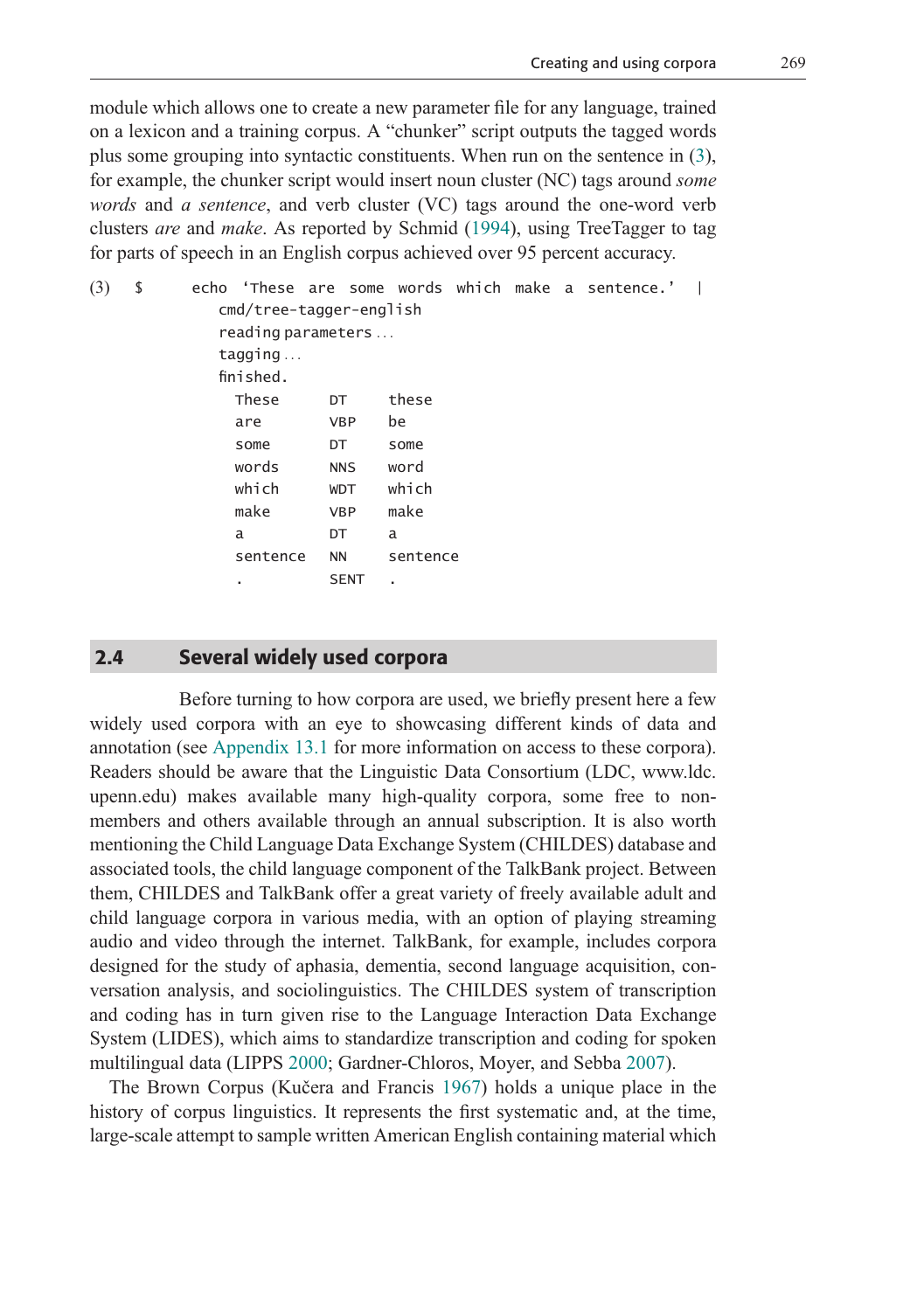module which allows one to create a new parameter file for any language, trained on a lexicon and a training corpus. A "chunker" script outputs the tagged words plus some grouping into syntactic constituents. When run on the sentence in (3), for example, the chunker script would insert noun cluster (NC) tags around *some words* and *a sentence*, and verb cluster (VC) tags around the one-word verb clusters *are* and *make*. As reported by Schmid (1994), using TreeTagger to tag for parts of speech in an English corpus achieved over 95 percent accuracy.

(3)
```
$    echo 'These are some words which make a sentence.' |
     cmd/tree-tagger-english
     reading parameters ...
     tagging ...
     finished.
       These      DT     these
       are        VBP    be
       some       DT     some
       words      NNS    word
       which      WDT    which
       make       VBP    make
       a          DT     a
       sentence   NN     sentence
       .          SENT   .
```

## 2.4 Several widely used corpora

Before turning to how corpora are used, we briefly present here a few widely used corpora with an eye to showcasing different kinds of data and annotation (see Appendix 13.1 for more information on access to these corpora). Readers should be aware that the Linguistic Data Consortium (LDC, www.ldc.upenn.edu) makes available many high-quality corpora, some free to non-members and others available through an annual subscription. It is also worth mentioning the Child Language Data Exchange System (CHILDES) database and associated tools, the child language component of the TalkBank project. Between them, CHILDES and TalkBank offer a great variety of freely available adult and child language corpora in various media, with an option of playing streaming audio and video through the internet. TalkBank, for example, includes corpora designed for the study of aphasia, dementia, second language acquisition, conversation analysis, and sociolinguistics. The CHILDES system of transcription and coding has in turn given rise to the Language Interaction Data Exchange System (LIDES), which aims to standardize transcription and coding for spoken multilingual data (LIPPS 2000; Gardner-Chloros, Moyer, and Sebba 2007).

The Brown Corpus (Kučera and Francis 1967) holds a unique place in the history of corpus linguistics. It represents the first systematic and, at the time, large-scale attempt to sample written American English containing material which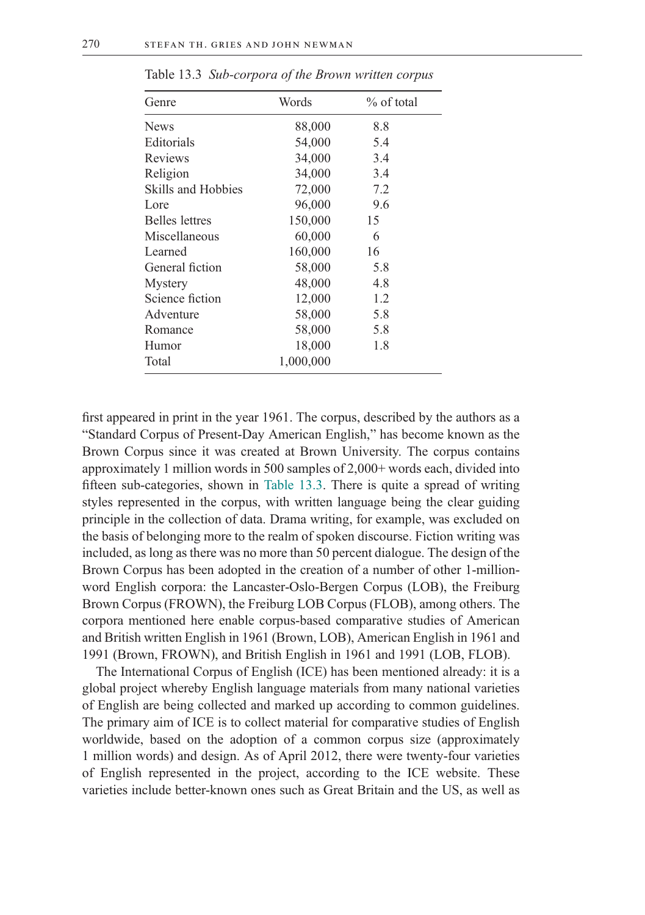Table 13.3 *Sub-corpora of the Brown written corpus*

| Genre | Words | % of total |
|---|---|---|
| News | 88,000 | 8.8 |
| Editorials | 54,000 | 5.4 |
| Reviews | 34,000 | 3.4 |
| Religion | 34,000 | 3.4 |
| Skills and Hobbies | 72,000 | 7.2 |
| Lore | 96,000 | 9.6 |
| Belles lettres | 150,000 | 15 |
| Miscellaneous | 60,000 | 6 |
| Learned | 160,000 | 16 |
| General fiction | 58,000 | 5.8 |
| Mystery | 48,000 | 4.8 |
| Science fiction | 12,000 | 1.2 |
| Adventure | 58,000 | 5.8 |
| Romance | 58,000 | 5.8 |
| Humor | 18,000 | 1.8 |
| Total | 1,000,000 | |

first appeared in print in the year 1961. The corpus, described by the authors as a "Standard Corpus of Present-Day American English," has become known as the Brown Corpus since it was created at Brown University. The corpus contains approximately 1 million words in 500 samples of 2,000+ words each, divided into fifteen sub-categories, shown in Table 13.3. There is quite a spread of writing styles represented in the corpus, with written language being the clear guiding principle in the collection of data. Drama writing, for example, was excluded on the basis of belonging more to the realm of spoken discourse. Fiction writing was included, as long as there was no more than 50 percent dialogue. The design of the Brown Corpus has been adopted in the creation of a number of other 1-million-word English corpora: the Lancaster-Oslo-Bergen Corpus (LOB), the Freiburg Brown Corpus (FROWN), the Freiburg LOB Corpus (FLOB), among others. The corpora mentioned here enable corpus-based comparative studies of American and British written English in 1961 (Brown, LOB), American English in 1961 and 1991 (Brown, FROWN), and British English in 1961 and 1991 (LOB, FLOB).

The International Corpus of English (ICE) has been mentioned already: it is a global project whereby English language materials from many national varieties of English are being collected and marked up according to common guidelines. The primary aim of ICE is to collect material for comparative studies of English worldwide, based on the adoption of a common corpus size (approximately 1 million words) and design. As of April 2012, there were twenty-four varieties of English represented in the project, according to the ICE website. These varieties include better-known ones such as Great Britain and the US, as well as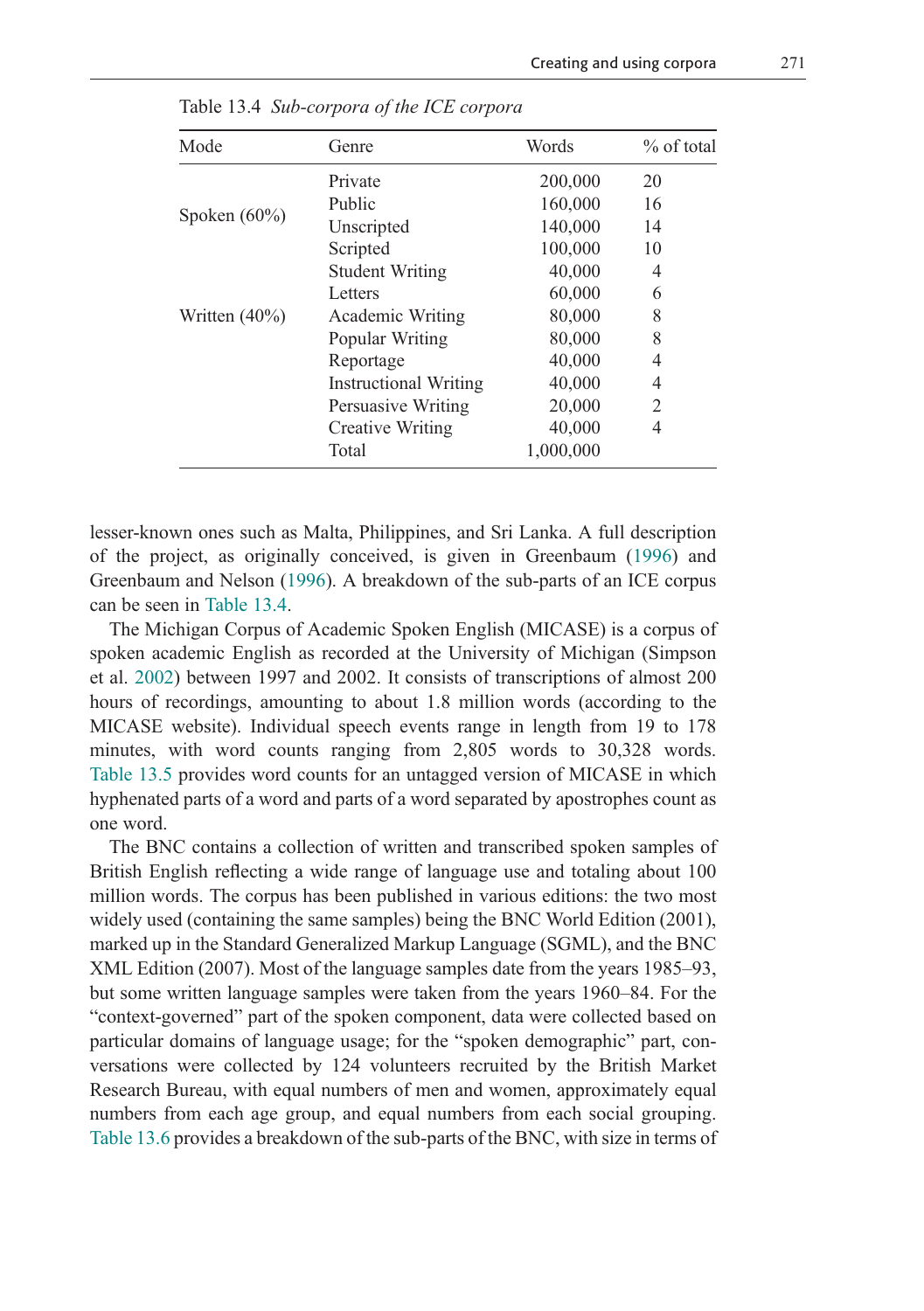Table 13.4 *Sub-corpora of the ICE corpora*

| Mode | Genre | Words | % of total |
|---|---|---|---|
| Spoken (60%) | Private | 200,000 | 20 |
| | Public | 160,000 | 16 |
| | Unscripted | 140,000 | 14 |
| | Scripted | 100,000 | 10 |
| Written (40%) | Student Writing | 40,000 | 4 |
| | Letters | 60,000 | 6 |
| | Academic Writing | 80,000 | 8 |
| | Popular Writing | 80,000 | 8 |
| | Reportage | 40,000 | 4 |
| | Instructional Writing | 40,000 | 4 |
| | Persuasive Writing | 20,000 | 2 |
| | Creative Writing | 40,000 | 4 |
| | Total | 1,000,000 | |

lesser-known ones such as Malta, Philippines, and Sri Lanka. A full description of the project, as originally conceived, is given in Greenbaum (1996) and Greenbaum and Nelson (1996). A breakdown of the sub-parts of an ICE corpus can be seen in Table 13.4.

The Michigan Corpus of Academic Spoken English (MICASE) is a corpus of spoken academic English as recorded at the University of Michigan (Simpson et al. 2002) between 1997 and 2002. It consists of transcriptions of almost 200 hours of recordings, amounting to about 1.8 million words (according to the MICASE website). Individual speech events range in length from 19 to 178 minutes, with word counts ranging from 2,805 words to 30,328 words. Table 13.5 provides word counts for an untagged version of MICASE in which hyphenated parts of a word and parts of a word separated by apostrophes count as one word.

The BNC contains a collection of written and transcribed spoken samples of British English reflecting a wide range of language use and totaling about 100 million words. The corpus has been published in various editions: the two most widely used (containing the same samples) being the BNC World Edition (2001), marked up in the Standard Generalized Markup Language (SGML), and the BNC XML Edition (2007). Most of the language samples date from the years 1985–93, but some written language samples were taken from the years 1960–84. For the "context-governed" part of the spoken component, data were collected based on particular domains of language usage; for the "spoken demographic" part, conversations were collected by 124 volunteers recruited by the British Market Research Bureau, with equal numbers of men and women, approximately equal numbers from each age group, and equal numbers from each social grouping. Table 13.6 provides a breakdown of the sub-parts of the BNC, with size in terms of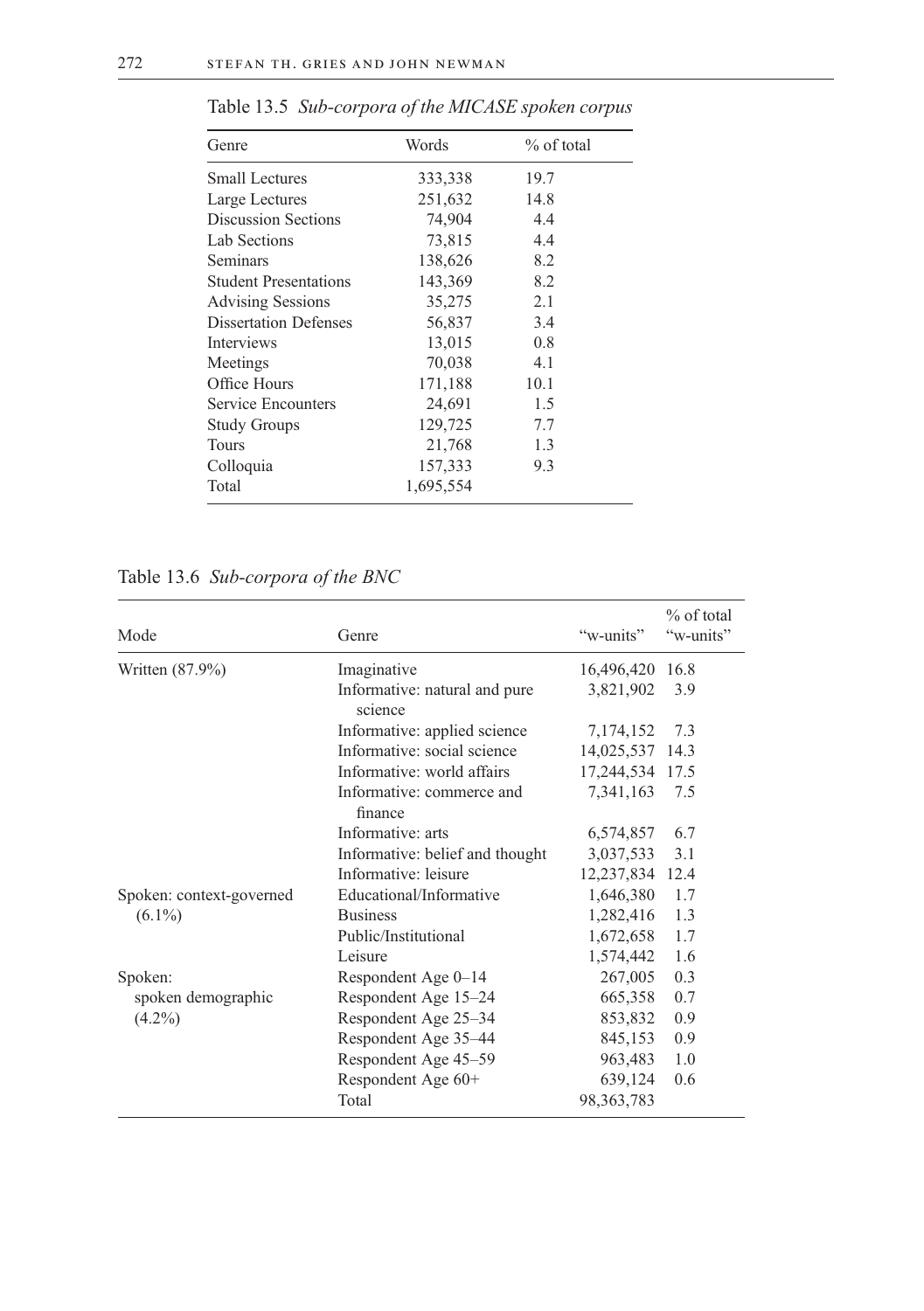Table 13.5 *Sub-corpora of the MICASE spoken corpus*

| Genre | Words | % of total |
|---|---|---|
| Small Lectures | 333,338 | 19.7 |
| Large Lectures | 251,632 | 14.8 |
| Discussion Sections | 74,904 | 4.4 |
| Lab Sections | 73,815 | 4.4 |
| Seminars | 138,626 | 8.2 |
| Student Presentations | 143,369 | 8.2 |
| Advising Sessions | 35,275 | 2.1 |
| Dissertation Defenses | 56,837 | 3.4 |
| Interviews | 13,015 | 0.8 |
| Meetings | 70,038 | 4.1 |
| Office Hours | 171,188 | 10.1 |
| Service Encounters | 24,691 | 1.5 |
| Study Groups | 129,725 | 7.7 |
| Tours | 21,768 | 1.3 |
| Colloquia | 157,333 | 9.3 |
| Total | 1,695,554 | |

Table 13.6 *Sub-corpora of the BNC*

| Mode | Genre | "w-units" | % of total "w-units" |
|---|---|---|---|
| Written (87.9%) | Imaginative | 16,496,420 | 16.8 |
| | Informative: natural and pure science | 3,821,902 | 3.9 |
| | Informative: applied science | 7,174,152 | 7.3 |
| | Informative: social science | 14,025,537 | 14.3 |
| | Informative: world affairs | 17,244,534 | 17.5 |
| | Informative: commerce and finance | 7,341,163 | 7.5 |
| | Informative: arts | 6,574,857 | 6.7 |
| | Informative: belief and thought | 3,037,533 | 3.1 |
| | Informative: leisure | 12,237,834 | 12.4 |
| Spoken: context-governed (6.1%) | Educational/Informative | 1,646,380 | 1.7 |
| | Business | 1,282,416 | 1.3 |
| | Public/Institutional | 1,672,658 | 1.7 |
| | Leisure | 1,574,442 | 1.6 |
| Spoken: spoken demographic (4.2%) | Respondent Age 0–14 | 267,005 | 0.3 |
| | Respondent Age 15–24 | 665,358 | 0.7 |
| | Respondent Age 25–34 | 853,832 | 0.9 |
| | Respondent Age 35–44 | 845,153 | 0.9 |
| | Respondent Age 45–59 | 963,483 | 1.0 |
| | Respondent Age 60+ | 639,124 | 0.6 |
| | Total | 98,363,783 | |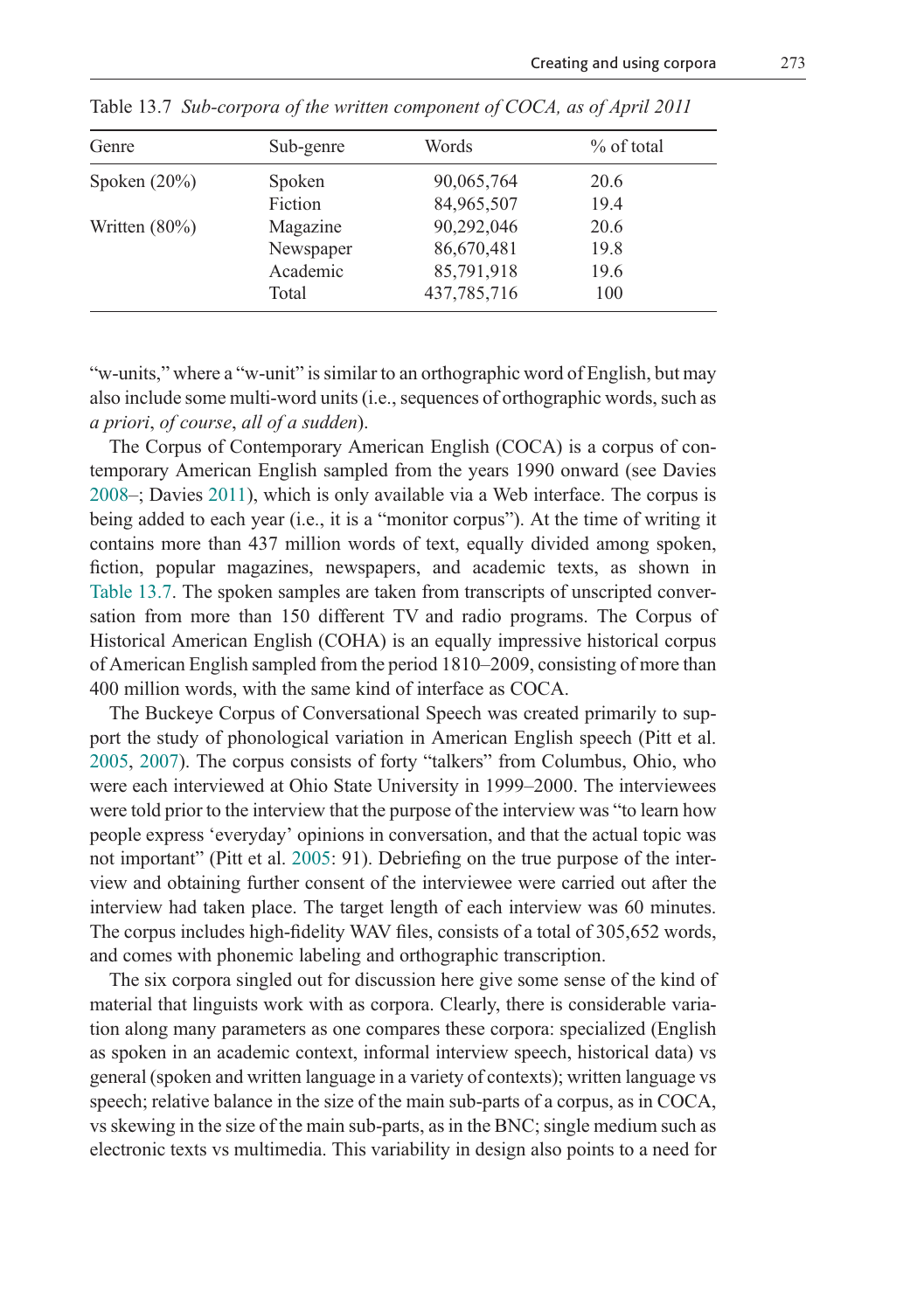Table 13.7 *Sub-corpora of the written component of COCA, as of April 2011*

| Genre | Sub-genre | Words | % of total |
|---|---|---|---|
| Spoken (20%) | Spoken | 90,065,764 | 20.6 |
| | Fiction | 84,965,507 | 19.4 |
| Written (80%) | Magazine | 90,292,046 | 20.6 |
| | Newspaper | 86,670,481 | 19.8 |
| | Academic | 85,791,918 | 19.6 |
| | Total | 437,785,716 | 100 |

"w-units," where a "w-unit" is similar to an orthographic word of English, but may also include some multi-word units (i.e., sequences of orthographic words, such as *a priori*, *of course*, *all of a sudden*).

The Corpus of Contemporary American English (COCA) is a corpus of contemporary American English sampled from the years 1990 onward (see Davies 2008–; Davies 2011), which is only available via a Web interface. The corpus is being added to each year (i.e., it is a "monitor corpus"). At the time of writing it contains more than 437 million words of text, equally divided among spoken, fiction, popular magazines, newspapers, and academic texts, as shown in Table 13.7. The spoken samples are taken from transcripts of unscripted conversation from more than 150 different TV and radio programs. The Corpus of Historical American English (COHA) is an equally impressive historical corpus of American English sampled from the period 1810–2009, consisting of more than 400 million words, with the same kind of interface as COCA.

The Buckeye Corpus of Conversational Speech was created primarily to support the study of phonological variation in American English speech (Pitt et al. 2005, 2007). The corpus consists of forty "talkers" from Columbus, Ohio, who were each interviewed at Ohio State University in 1999–2000. The interviewees were told prior to the interview that the purpose of the interview was "to learn how people express 'everyday' opinions in conversation, and that the actual topic was not important" (Pitt et al. 2005: 91). Debriefing on the true purpose of the interview and obtaining further consent of the interviewee were carried out after the interview had taken place. The target length of each interview was 60 minutes. The corpus includes high-fidelity WAV files, consists of a total of 305,652 words, and comes with phonemic labeling and orthographic transcription.

The six corpora singled out for discussion here give some sense of the kind of material that linguists work with as corpora. Clearly, there is considerable variation along many parameters as one compares these corpora: specialized (English as spoken in an academic context, informal interview speech, historical data) vs general (spoken and written language in a variety of contexts); written language vs speech; relative balance in the size of the main sub-parts of a corpus, as in COCA, vs skewing in the size of the main sub-parts, as in the BNC; single medium such as electronic texts vs multimedia. This variability in design also points to a need for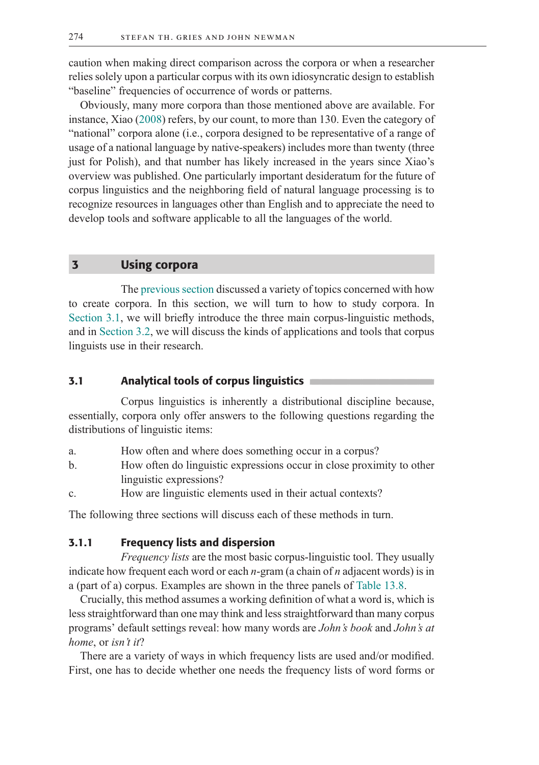caution when making direct comparison across the corpora or when a researcher relies solely upon a particular corpus with its own idiosyncratic design to establish "baseline" frequencies of occurrence of words or patterns.

Obviously, many more corpora than those mentioned above are available. For instance, Xiao (2008) refers, by our count, to more than 130. Even the category of "national" corpora alone (i.e., corpora designed to be representative of a range of usage of a national language by native-speakers) includes more than twenty (three just for Polish), and that number has likely increased in the years since Xiao's overview was published. One particularly important desideratum for the future of corpus linguistics and the neighboring field of natural language processing is to recognize resources in languages other than English and to appreciate the need to develop tools and software applicable to all the languages of the world.

## 3 Using corpora

The previous section discussed a variety of topics concerned with how to create corpora. In this section, we will turn to how to study corpora. In Section 3.1, we will briefly introduce the three main corpus-linguistic methods, and in Section 3.2, we will discuss the kinds of applications and tools that corpus linguists use in their research.

### 3.1 Analytical tools of corpus linguistics

Corpus linguistics is inherently a distributional discipline because, essentially, corpora only offer answers to the following questions regarding the distributions of linguistic items:

a. How often and where does something occur in a corpus?
b. How often do linguistic expressions occur in close proximity to other linguistic expressions?
c. How are linguistic elements used in their actual contexts?

The following three sections will discuss each of these methods in turn.

#### 3.1.1 Frequency lists and dispersion

*Frequency lists* are the most basic corpus-linguistic tool. They usually indicate how frequent each word or each *n*-gram (a chain of *n* adjacent words) is in a (part of a) corpus. Examples are shown in the three panels of Table 13.8.

Crucially, this method assumes a working definition of what a word is, which is less straightforward than one may think and less straightforward than many corpus programs' default settings reveal: how many words are *John's book* and *John's at home*, or *isn't it*?

There are a variety of ways in which frequency lists are used and/or modified. First, one has to decide whether one needs the frequency lists of word forms or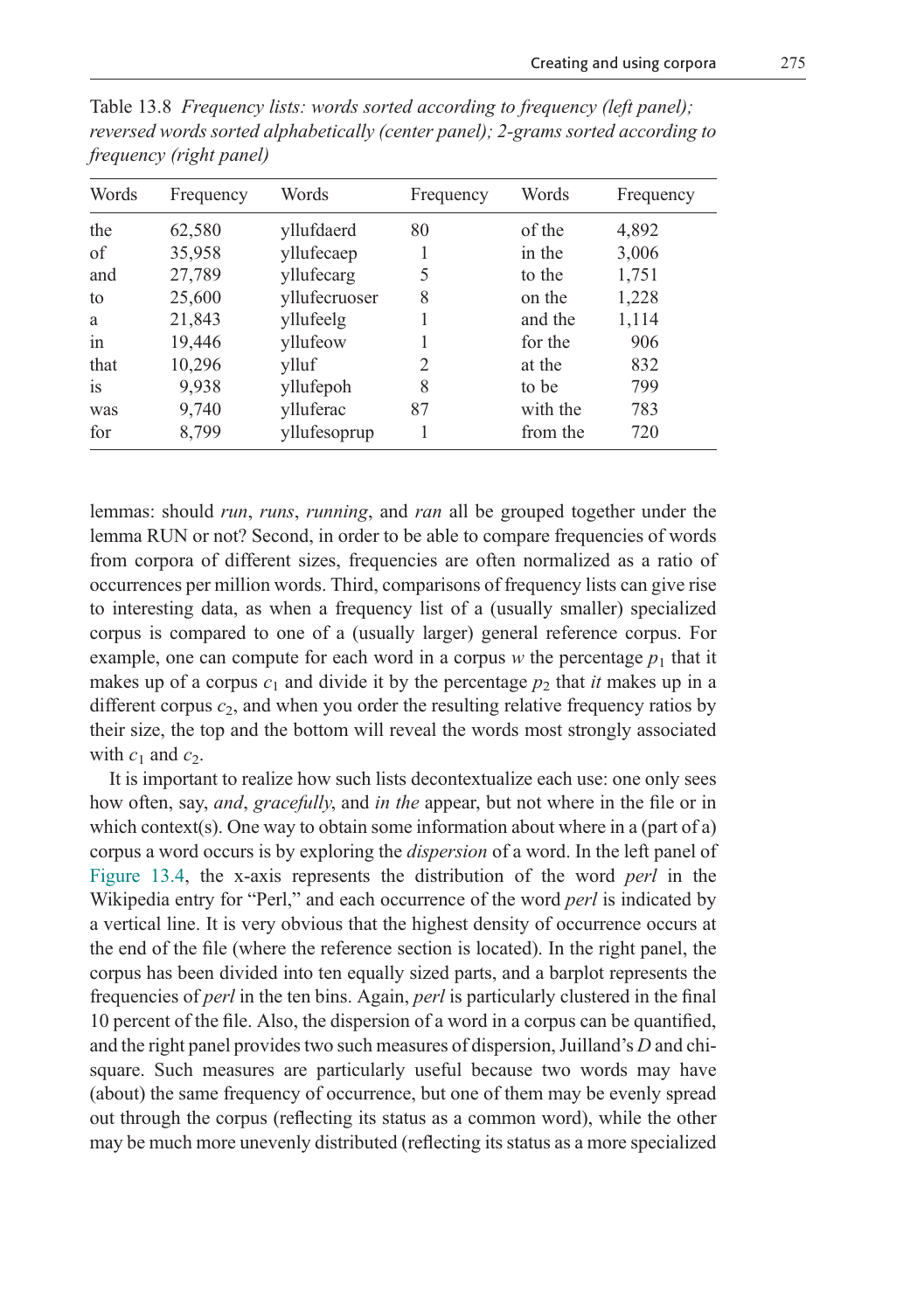Table 13.8 *Frequency lists: words sorted according to frequency (left panel); reversed words sorted alphabetically (center panel); 2-grams sorted according to frequency (right panel)*

| Words | Frequency | Words | Frequency | Words | Frequency |
|---|---|---|---|---|---|
| the | 62,580 | yllufdaerd | 80 | of the | 4,892 |
| of | 35,958 | yllufecaep | 1 | in the | 3,006 |
| and | 27,789 | yllufecarg | 5 | to the | 1,751 |
| to | 25,600 | yllufecruoser | 8 | on the | 1,228 |
| a | 21,843 | yllufeelg | 1 | and the | 1,114 |
| in | 19,446 | yllufeow | 1 | for the | 906 |
| that | 10,296 | ylluf | 2 | at the | 832 |
| is | 9,938 | yllufepoh | 8 | to be | 799 |
| was | 9,740 | ylluferac | 87 | with the | 783 |
| for | 8,799 | yllufesoprup | 1 | from the | 720 |

lemmas: should *run*, *runs*, *running*, and *ran* all be grouped together under the lemma RUN or not? Second, in order to be able to compare frequencies of words from corpora of different sizes, frequencies are often normalized as a ratio of occurrences per million words. Third, comparisons of frequency lists can give rise to interesting data, as when a frequency list of a (usually smaller) specialized corpus is compared to one of a (usually larger) general reference corpus. For example, one can compute for each word in a corpus $w$ the percentage $p_1$ that it makes up of a corpus $c_1$ and divide it by the percentage $p_2$ that *it* makes up in a different corpus $c_2$, and when you order the resulting relative frequency ratios by their size, the top and the bottom will reveal the words most strongly associated with $c_1$ and $c_2$.

It is important to realize how such lists decontextualize each use: one only sees how often, say, *and*, *gracefully*, and *in the* appear, but not where in the file or in which context(s). One way to obtain some information about where in a (part of a) corpus a word occurs is by exploring the *dispersion* of a word. In the left panel of Figure 13.4, the x-axis represents the distribution of the word *perl* in the Wikipedia entry for "Perl," and each occurrence of the word *perl* is indicated by a vertical line. It is very obvious that the highest density of occurrence occurs at the end of the file (where the reference section is located). In the right panel, the corpus has been divided into ten equally sized parts, and a barplot represents the frequencies of *perl* in the ten bins. Again, *perl* is particularly clustered in the final 10 percent of the file. Also, the dispersion of a word in a corpus can be quantified, and the right panel provides two such measures of dispersion, Juilland's *D* and chi-square. Such measures are particularly useful because two words may have (about) the same frequency of occurrence, but one of them may be evenly spread out through the corpus (reflecting its status as a common word), while the other may be much more unevenly distributed (reflecting its status as a more specialized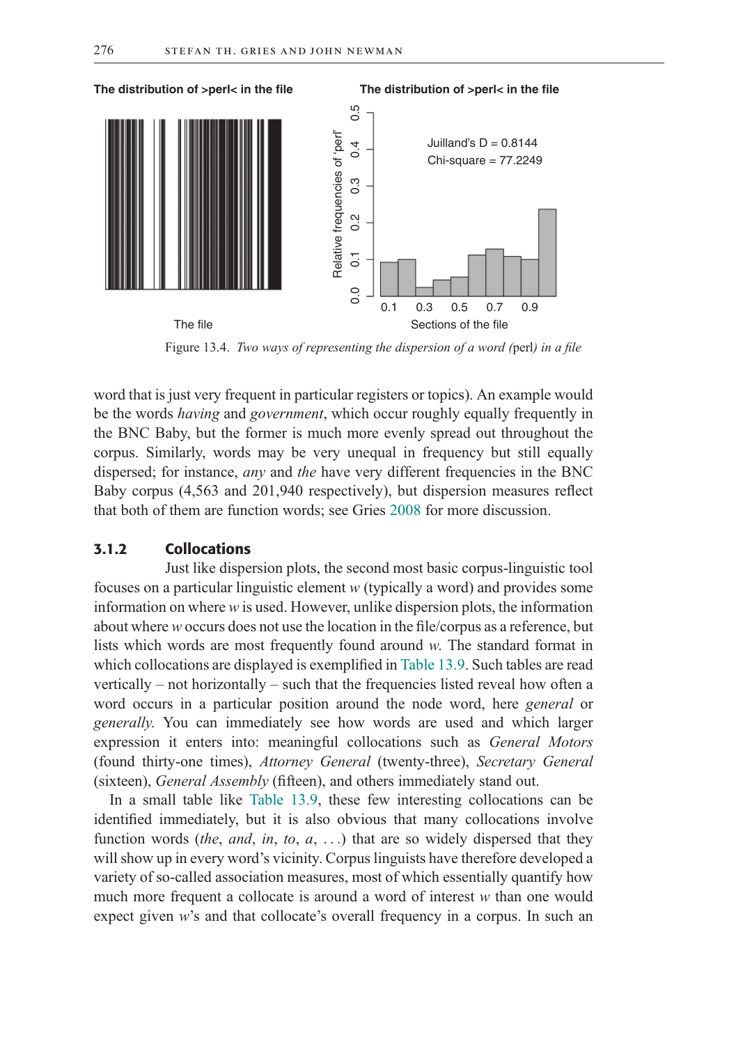The distribution of >perl< in the file

The file

The distribution of >perl< in the file

Juilland's D = 0.8144
Chi-square = 77.2249

Relative frequencies of 'perl'

Sections of the file

Figure 13.4. *Two ways of representing the dispersion of a word (*perl*) in a file*

word that is just very frequent in particular registers or topics). An example would be the words *having* and *government*, which occur roughly equally frequently in the BNC Baby, but the former is much more evenly spread out throughout the corpus. Similarly, words may be very unequal in frequency but still equally dispersed; for instance, *any* and *the* have very different frequencies in the BNC Baby corpus (4,563 and 201,940 respectively), but dispersion measures reflect that both of them are function words; see Gries 2008 for more discussion.

### 3.1.2 Collocations

Just like dispersion plots, the second most basic corpus-linguistic tool focuses on a particular linguistic element *w* (typically a word) and provides some information on where *w* is used. However, unlike dispersion plots, the information about where *w* occurs does not use the location in the file/corpus as a reference, but lists which words are most frequently found around *w*. The standard format in which collocations are displayed is exemplified in Table 13.9. Such tables are read vertically – not horizontally – such that the frequencies listed reveal how often a word occurs in a particular position around the node word, here *general* or *generally*. You can immediately see how words are used and which larger expression it enters into: meaningful collocations such as *General Motors* (found thirty-one times), *Attorney General* (twenty-three), *Secretary General* (sixteen), *General Assembly* (fifteen), and others immediately stand out.

In a small table like Table 13.9, these few interesting collocations can be identified immediately, but it is also obvious that many collocations involve function words (*the*, *and*, *in*, *to*, *a*, ...) that are so widely dispersed that they will show up in every word's vicinity. Corpus linguists have therefore developed a variety of so-called association measures, most of which essentially quantify how much more frequent a collocate is around a word of interest *w* than one would expect given *w*'s and that collocate's overall frequency in a corpus. In such an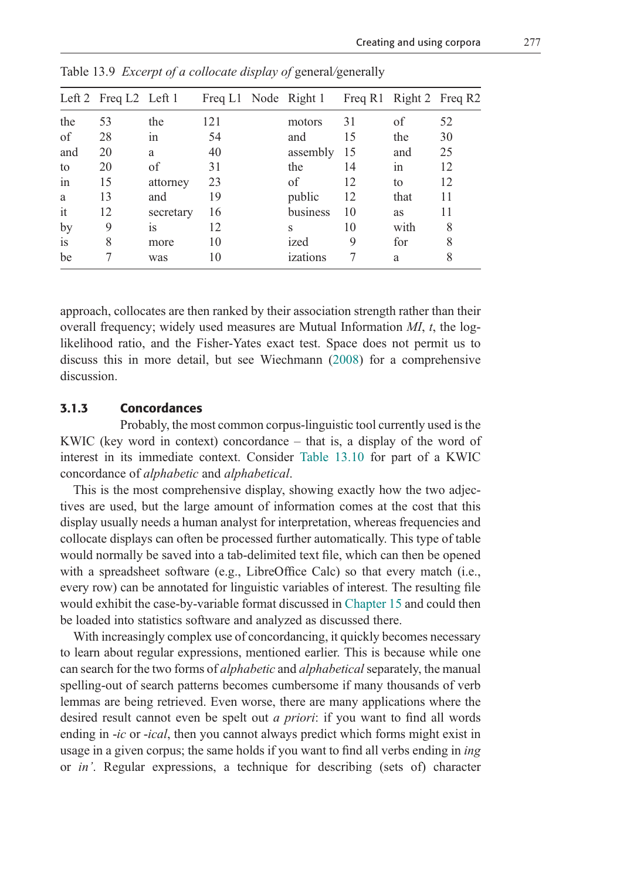Table 13.9 *Excerpt of a collocate display of* general/generally

| Left 2 | Freq L2 | Left 1 | Freq L1 | Node | Right 1 | Freq R1 | Right 2 | Freq R2 |
|---|---|---|---|---|---|---|---|---|
| the | 53 | the | 121 | | motors | 31 | of | 52 |
| of | 28 | in | 54 | | and | 15 | the | 30 |
| and | 20 | a | 40 | | assembly | 15 | and | 25 |
| to | 20 | of | 31 | | the | 14 | in | 12 |
| in | 15 | attorney | 23 | | of | 12 | to | 12 |
| a | 13 | and | 19 | | public | 12 | that | 11 |
| it | 12 | secretary | 16 | | business | 10 | as | 11 |
| by | 9 | is | 12 | | s | 10 | with | 8 |
| is | 8 | more | 10 | | ized | 9 | for | 8 |
| be | 7 | was | 10 | | izations | 7 | a | 8 |

approach, collocates are then ranked by their association strength rather than their overall frequency; widely used measures are Mutual Information *MI*, *t*, the log-likelihood ratio, and the Fisher-Yates exact test. Space does not permit us to discuss this in more detail, but see Wiechmann (2008) for a comprehensive discussion.

### 3.1.3 Concordances

Probably, the most common corpus-linguistic tool currently used is the KWIC (key word in context) concordance – that is, a display of the word of interest in its immediate context. Consider Table 13.10 for part of a KWIC concordance of *alphabetic* and *alphabetical*.

This is the most comprehensive display, showing exactly how the two adjectives are used, but the large amount of information comes at the cost that this display usually needs a human analyst for interpretation, whereas frequencies and collocate displays can often be processed further automatically. This type of table would normally be saved into a tab-delimited text file, which can then be opened with a spreadsheet software (e.g., LibreOffice Calc) so that every match (i.e., every row) can be annotated for linguistic variables of interest. The resulting file would exhibit the case-by-variable format discussed in Chapter 15 and could then be loaded into statistics software and analyzed as discussed there.

With increasingly complex use of concordancing, it quickly becomes necessary to learn about regular expressions, mentioned earlier. This is because while one can search for the two forms of *alphabetic* and *alphabetical* separately, the manual spelling-out of search patterns becomes cumbersome if many thousands of verb lemmas are being retrieved. Even worse, there are many applications where the desired result cannot even be spelt out *a priori*: if you want to find all words ending in *-ic* or *-ical*, then you cannot always predict which forms might exist in usage in a given corpus; the same holds if you want to find all verbs ending in *ing* or *in'*. Regular expressions, a technique for describing (sets of) character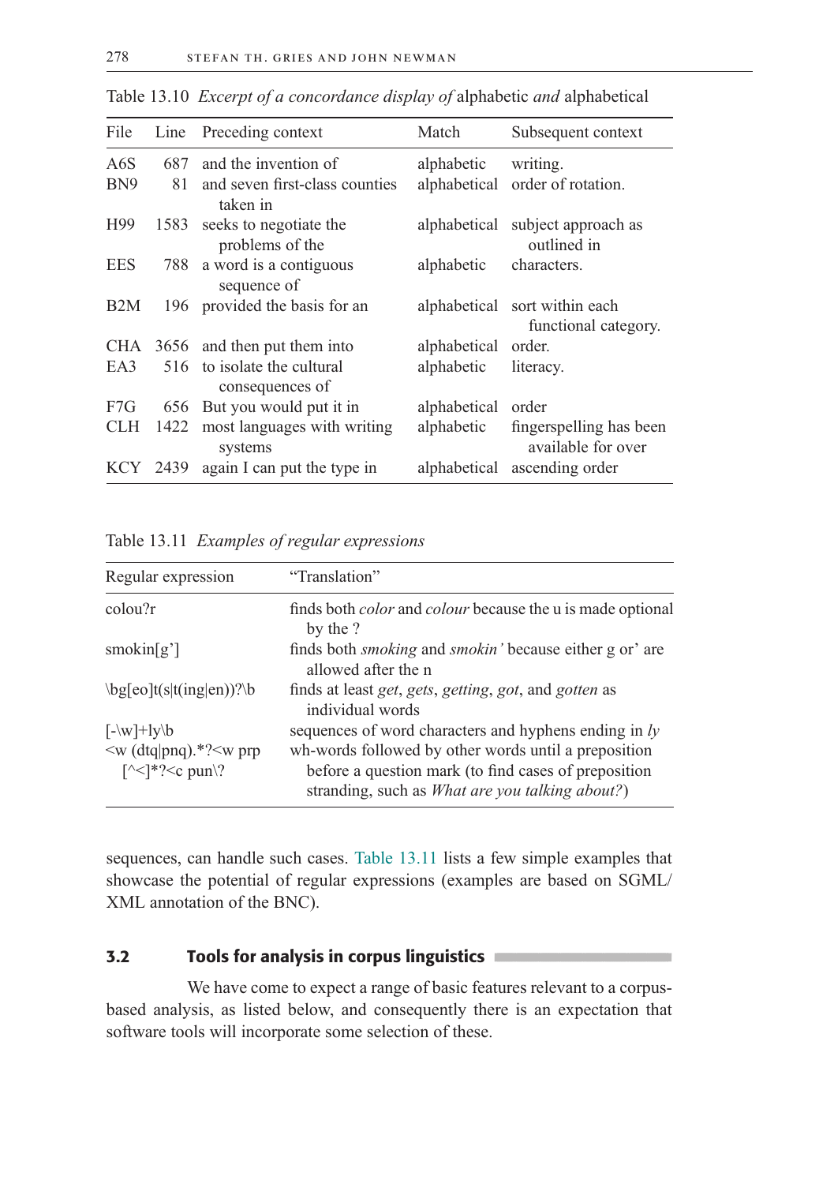Table 13.10 *Excerpt of a concordance display of* alphabetic *and* alphabetical

| File | Line | Preceding context | Match | Subsequent context |
|---|---|---|---|---|
| A6S | 687 | and the invention of | alphabetic | writing. |
| BN9 | 81 | and seven first-class counties taken in | alphabetical | order of rotation. |
| H99 | 1583 | seeks to negotiate the problems of the | alphabetical | subject approach as outlined in |
| EES | 788 | a word is a contiguous sequence of | alphabetic | characters. |
| B2M | 196 | provided the basis for an | alphabetical | sort within each functional category. |
| CHA | 3656 | and then put them into | alphabetical | order. |
| EA3 | 516 | to isolate the cultural consequences of | alphabetic | literacy. |
| F7G | 656 | But you would put it in | alphabetical | order |
| CLH | 1422 | most languages with writing systems | alphabetic | fingerspelling has been available for over |
| KCY | 2439 | again I can put the type in | alphabetical | ascending order |

Table 13.11 *Examples of regular expressions*

| Regular expression | "Translation" |
|---|---|
| colou?r | finds both *color* and *colour* because the u is made optional by the ? |
| smokin[g'] | finds both *smoking* and *smokin'* because either g or' are allowed after the n |
| \bg[eo]t(s\|t(ing\|en))?\b | finds at least *get*, *gets*, *getting*, *got*, and *gotten* as individual words |
| [-\w]+ly\b | sequences of word characters and hyphens ending in *ly* |
| <w (dtq\|pnq).*?<w prp [^<]*?<c pun\? | wh-words followed by other words until a preposition before a question mark (to find cases of preposition stranding, such as *What are you talking about?*) |

sequences, can handle such cases. Table 13.11 lists a few simple examples that showcase the potential of regular expressions (examples are based on SGML/XML annotation of the BNC).

### 3.2 Tools for analysis in corpus linguistics

We have come to expect a range of basic features relevant to a corpus-based analysis, as listed below, and consequently there is an expectation that software tools will incorporate some selection of these.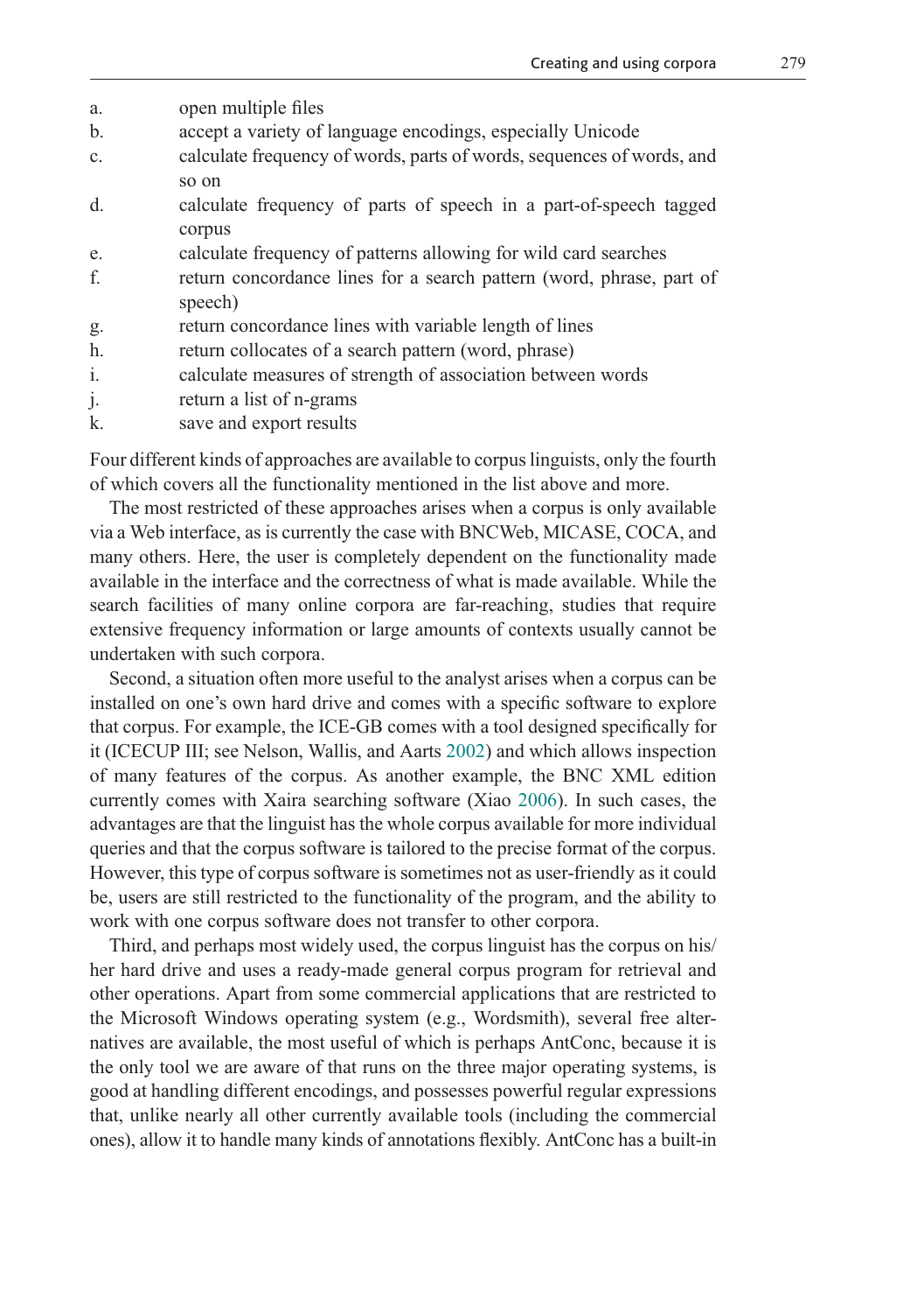a. open multiple files
b. accept a variety of language encodings, especially Unicode
c. calculate frequency of words, parts of words, sequences of words, and so on
d. calculate frequency of parts of speech in a part-of-speech tagged corpus
e. calculate frequency of patterns allowing for wild card searches
f. return concordance lines for a search pattern (word, phrase, part of speech)
g. return concordance lines with variable length of lines
h. return collocates of a search pattern (word, phrase)
i. calculate measures of strength of association between words
j. return a list of n-grams
k. save and export results

Four different kinds of approaches are available to corpus linguists, only the fourth of which covers all the functionality mentioned in the list above and more.

The most restricted of these approaches arises when a corpus is only available via a Web interface, as is currently the case with BNCWeb, MICASE, COCA, and many others. Here, the user is completely dependent on the functionality made available in the interface and the correctness of what is made available. While the search facilities of many online corpora are far-reaching, studies that require extensive frequency information or large amounts of contexts usually cannot be undertaken with such corpora.

Second, a situation often more useful to the analyst arises when a corpus can be installed on one's own hard drive and comes with a specific software to explore that corpus. For example, the ICE-GB comes with a tool designed specifically for it (ICECUP III; see Nelson, Wallis, and Aarts 2002) and which allows inspection of many features of the corpus. As another example, the BNC XML edition currently comes with Xaira searching software (Xiao 2006). In such cases, the advantages are that the linguist has the whole corpus available for more individual queries and that the corpus software is tailored to the precise format of the corpus. However, this type of corpus software is sometimes not as user-friendly as it could be, users are still restricted to the functionality of the program, and the ability to work with one corpus software does not transfer to other corpora.

Third, and perhaps most widely used, the corpus linguist has the corpus on his/her hard drive and uses a ready-made general corpus program for retrieval and other operations. Apart from some commercial applications that are restricted to the Microsoft Windows operating system (e.g., Wordsmith), several free alternatives are available, the most useful of which is perhaps AntConc, because it is the only tool we are aware of that runs on the three major operating systems, is good at handling different encodings, and possesses powerful regular expressions that, unlike nearly all other currently available tools (including the commercial ones), allow it to handle many kinds of annotations flexibly. AntConc has a built-in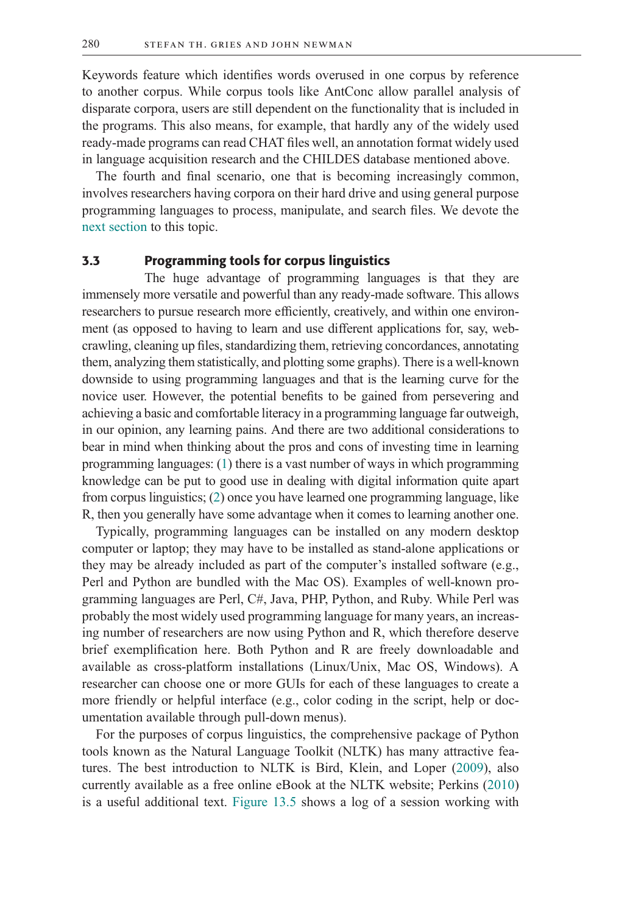Keywords feature which identifies words overused in one corpus by reference to another corpus. While corpus tools like AntConc allow parallel analysis of disparate corpora, users are still dependent on the functionality that is included in the programs. This also means, for example, that hardly any of the widely used ready-made programs can read CHAT files well, an annotation format widely used in language acquisition research and the CHILDES database mentioned above.

The fourth and final scenario, one that is becoming increasingly common, involves researchers having corpora on their hard drive and using general purpose programming languages to process, manipulate, and search files. We devote the next section to this topic.

### 3.3 Programming tools for corpus linguistics

The huge advantage of programming languages is that they are immensely more versatile and powerful than any ready-made software. This allows researchers to pursue research more efficiently, creatively, and within one environment (as opposed to having to learn and use different applications for, say, web-crawling, cleaning up files, standardizing them, retrieving concordances, annotating them, analyzing them statistically, and plotting some graphs). There is a well-known downside to using programming languages and that is the learning curve for the novice user. However, the potential benefits to be gained from persevering and achieving a basic and comfortable literacy in a programming language far outweigh, in our opinion, any learning pains. And there are two additional considerations to bear in mind when thinking about the pros and cons of investing time in learning programming languages: (1) there is a vast number of ways in which programming knowledge can be put to good use in dealing with digital information quite apart from corpus linguistics; (2) once you have learned one programming language, like R, then you generally have some advantage when it comes to learning another one.

Typically, programming languages can be installed on any modern desktop computer or laptop; they may have to be installed as stand-alone applications or they may be already included as part of the computer's installed software (e.g., Perl and Python are bundled with the Mac OS). Examples of well-known programming languages are Perl, C#, Java, PHP, Python, and Ruby. While Perl was probably the most widely used programming language for many years, an increasing number of researchers are now using Python and R, which therefore deserve brief exemplification here. Both Python and R are freely downloadable and available as cross-platform installations (Linux/Unix, Mac OS, Windows). A researcher can choose one or more GUIs for each of these languages to create a more friendly or helpful interface (e.g., color coding in the script, help or documentation available through pull-down menus).

For the purposes of corpus linguistics, the comprehensive package of Python tools known as the Natural Language Toolkit (NLTK) has many attractive features. The best introduction to NLTK is Bird, Klein, and Loper (2009), also currently available as a free online eBook at the NLTK website; Perkins (2010) is a useful additional text. Figure 13.5 shows a log of a session working with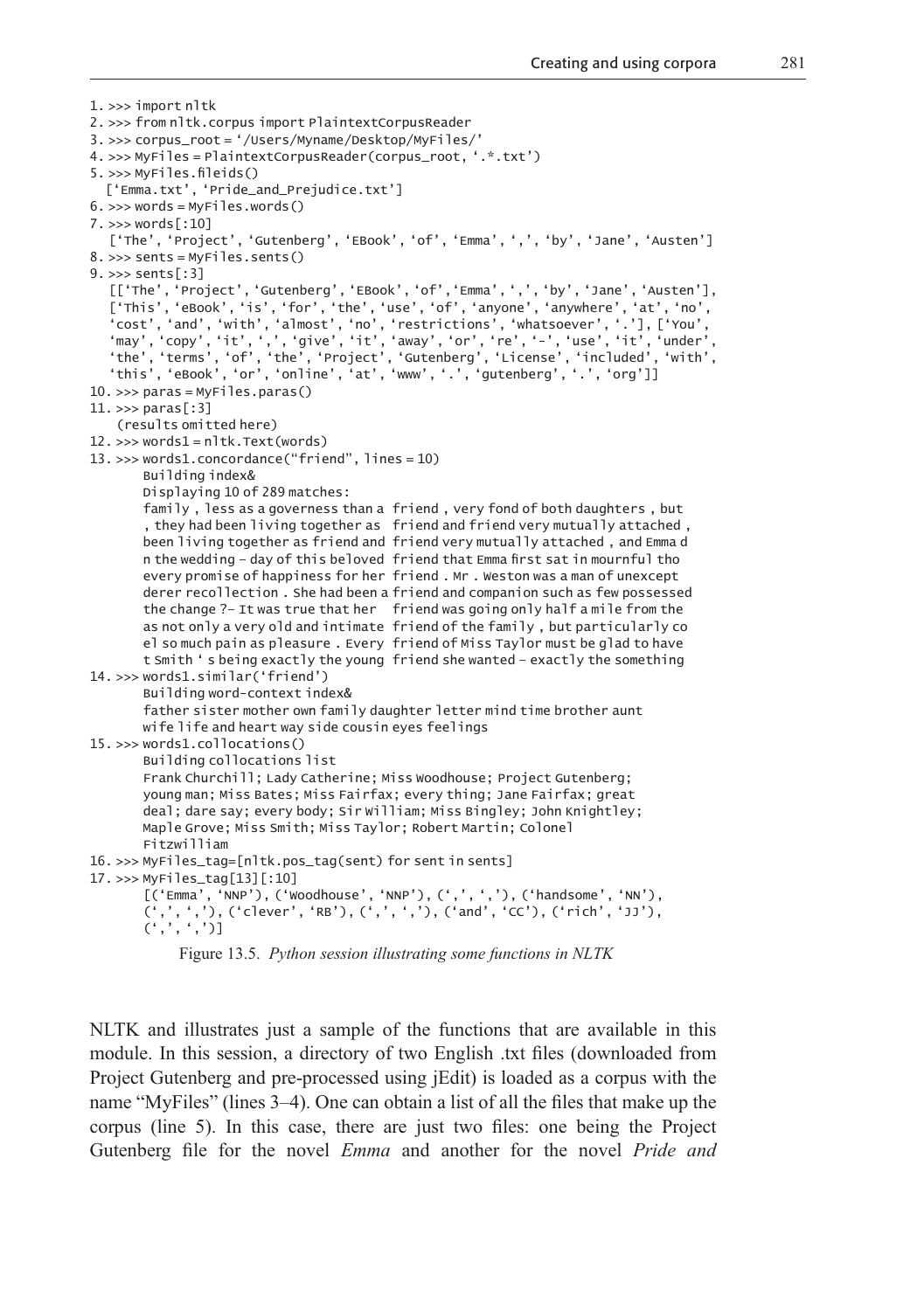```
1. >>> import nltk
2. >>> from nltk.corpus import PlaintextCorpusReader
3. >>> corpus_root = '/Users/Myname/Desktop/MyFiles/'
4. >>> MyFiles = PlaintextCorpusReader(corpus_root, '.*.txt')
5. >>> MyFiles.fileids()
  ['Emma.txt', 'Pride_and_Prejudice.txt']
6. >>> words = MyFiles.words()
7. >>> words[:10]
  ['The', 'Project', 'Gutenberg', 'EBook', 'of', 'Emma', ',', 'by', 'Jane', 'Austen']
8. >>> sents = MyFiles.sents()
9. >>> sents[:3]
  [['The', 'Project', 'Gutenberg', 'EBook', 'of','Emma', ',', 'by', 'Jane', 'Austen'],
  ['This', 'eBook', 'is', 'for', 'the', 'use', 'of', 'anyone', 'anywhere', 'at', 'no',
  'cost', 'and', 'with', 'almost', 'no', 'restrictions', 'whatsoever', '.'], ['You',
  'may', 'copy', 'it', ',', 'give', 'it', 'away', 'or', 're', '-', 'use', 'it', 'under',
  'the', 'terms', 'of', 'the', 'Project', 'Gutenberg', 'License', 'included', 'with',
  'this', 'eBook', 'or', 'online', 'at', 'www', '.', 'gutenberg', '.', 'org']]
10. >>> paras = MyFiles.paras()
11. >>> paras[:3]
   (results omitted here)
12. >>> words1 = nltk.Text(words)
13. >>> words1.concordance("friend", lines = 10)
      Building index&
      Displaying 10 of 289 matches:
      family , less as a governess than a  friend , very fond of both daughters , but
      , they had been living together as  friend and friend very mutually attached ,
      been living together as friend and  friend very mutually attached , and Emma d
      n the wedding - day of this beloved  friend that Emma first sat in mournful tho
      every promise of happiness for her  friend . Mr . Weston was a man of unexcept
      derer recollection . She had been a friend and companion such as few possessed
      the change ?- It was true that her   friend was going only half a mile from the
      as not only a very old and intimate  friend of the family , but particularly co
      el so much pain as pleasure . Every  friend of Miss Taylor must be glad to have
      t Smith ' s being exactly the young  friend she wanted - exactly the something
14. >>> words1.similar('friend')
      Building word-context index&
      father sister mother own family daughter letter mind time brother aunt
      wife life and heart way side cousin eyes feelings
15. >>> words1.collocations()
      Building collocations list
      Frank Churchill; Lady Catherine; Miss Woodhouse; Project Gutenberg;
      young man; Miss Bates; Miss Fairfax; every thing; Jane Fairfax; great
      deal; dare say; every body; Sir William; Miss Bingley; John Knightley;
      Maple Grove; Miss Smith; Miss Taylor; Robert Martin; Colonel
      Fitzwilliam
16. >>> MyFiles_tag=[nltk.pos_tag(sent) for sent in sents]
17. >>> MyFiles_tag[13][:10]
      [('Emma', 'NNP'), ('Woodhouse', 'NNP'), (',', ','), ('handsome', 'NN'),
      (',', ','), ('clever', 'RB'), (',', ','), ('and', 'CC'), ('rich', 'JJ'),
      (',', ',')]
```

Figure 13.5. *Python session illustrating some functions in NLTK*

NLTK and illustrates just a sample of the functions that are available in this module. In this session, a directory of two English .txt files (downloaded from Project Gutenberg and pre-processed using jEdit) is loaded as a corpus with the name "MyFiles" (lines 3–4). One can obtain a list of all the files that make up the corpus (line 5). In this case, there are just two files: one being the Project Gutenberg file for the novel *Emma* and another for the novel *Pride and*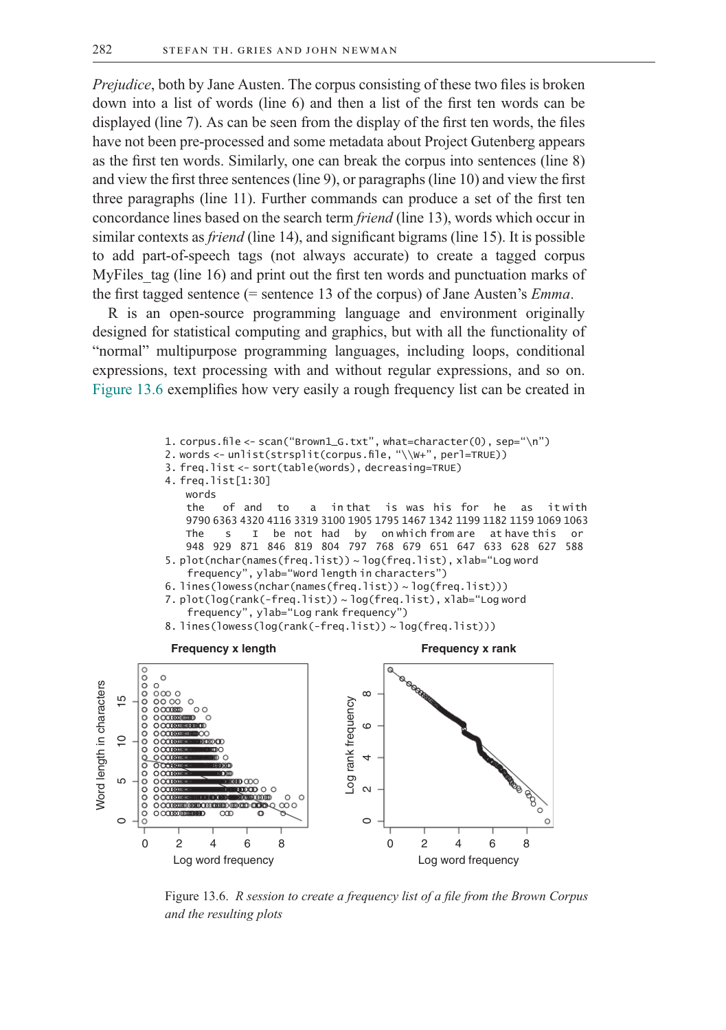*Prejudice*, both by Jane Austen. The corpus consisting of these two files is broken down into a list of words (line 6) and then a list of the first ten words can be displayed (line 7). As can be seen from the display of the first ten words, the files have not been pre-processed and some metadata about Project Gutenberg appears as the first ten words. Similarly, one can break the corpus into sentences (line 8) and view the first three sentences (line 9), or paragraphs (line 10) and view the first three paragraphs (line 11). Further commands can produce a set of the first ten concordance lines based on the search term *friend* (line 13), words which occur in similar contexts as *friend* (line 14), and significant bigrams (line 15). It is possible to add part-of-speech tags (not always accurate) to create a tagged corpus MyFiles_tag (line 16) and print out the first ten words and punctuation marks of the first tagged sentence (= sentence 13 of the corpus) of Jane Austen's *Emma*.

R is an open-source programming language and environment originally designed for statistical computing and graphics, but with all the functionality of "normal" multipurpose programming languages, including loops, conditional expressions, text processing with and without regular expressions, and so on. Figure 13.6 exemplifies how very easily a rough frequency list can be created in

```
1. corpus.file <- scan("Brown1_G.txt", what=character(0), sep="\n")
2. words <- unlist(strsplit(corpus.file, "\\W+", perl=TRUE))
3. freq.list <- sort(table(words), decreasing=TRUE)
4. freq.list[1:30]
   words
   the   of  and   to    a   in that   is  was  his  for   he   as   it with
   9790 6363 4320 4116 3319 3100 1905 1795 1467 1342 1199 1182 1159 1069 1063
   The    s    I   be  not  had   by   on which from  are   at have this   or
   948  929  871  846  819  804  797  768  679  651  647  633  628  627  588
5. plot(nchar(names(freq.list)) ~ log(freq.list), xlab="Log word
   frequency", ylab="Word length in characters")
6. lines(lowess(nchar(names(freq.list)) ~ log(freq.list)))
7. plot(log(rank(-freq.list)) ~ log(freq.list), xlab="Log word
   frequency", ylab="Log rank frequency")
8. lines(lowess(log(rank(-freq.list)) ~ log(freq.list)))
```

Figure 13.6. *R session to create a frequency list of a file from the Brown Corpus and the resulting plots*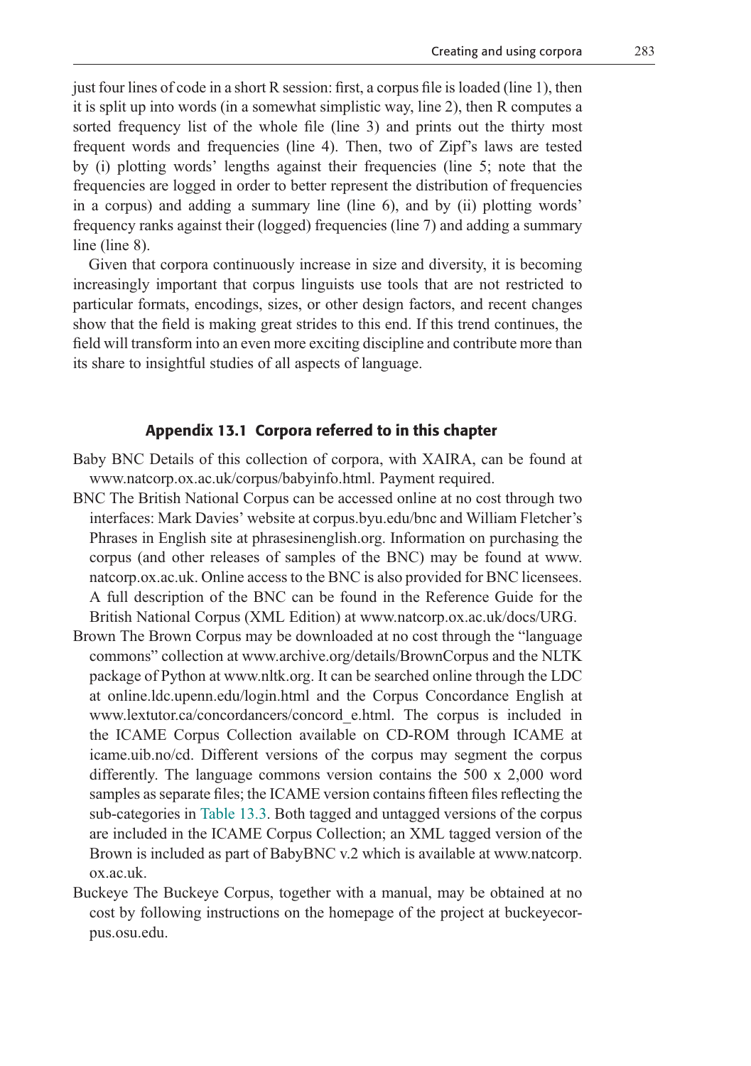just four lines of code in a short R session: first, a corpus file is loaded (line 1), then it is split up into words (in a somewhat simplistic way, line 2), then R computes a sorted frequency list of the whole file (line 3) and prints out the thirty most frequent words and frequencies (line 4). Then, two of Zipf's laws are tested by (i) plotting words' lengths against their frequencies (line 5; note that the frequencies are logged in order to better represent the distribution of frequencies in a corpus) and adding a summary line (line 6), and by (ii) plotting words' frequency ranks against their (logged) frequencies (line 7) and adding a summary line (line 8).

Given that corpora continuously increase in size and diversity, it is becoming increasingly important that corpus linguists use tools that are not restricted to particular formats, encodings, sizes, or other design factors, and recent changes show that the field is making great strides to this end. If this trend continues, the field will transform into an even more exciting discipline and contribute more than its share to insightful studies of all aspects of language.

## Appendix 13.1 Corpora referred to in this chapter

Baby BNC Details of this collection of corpora, with XAIRA, can be found at www.natcorp.ox.ac.uk/corpus/babyinfo.html. Payment required.

BNC The British National Corpus can be accessed online at no cost through two interfaces: Mark Davies' website at corpus.byu.edu/bnc and William Fletcher's Phrases in English site at phrasesinenglish.org. Information on purchasing the corpus (and other releases of samples of the BNC) may be found at www.natcorp.ox.ac.uk. Online access to the BNC is also provided for BNC licensees. A full description of the BNC can be found in the Reference Guide for the British National Corpus (XML Edition) at www.natcorp.ox.ac.uk/docs/URG.

Brown The Brown Corpus may be downloaded at no cost through the "language commons" collection at www.archive.org/details/BrownCorpus and the NLTK package of Python at www.nltk.org. It can be searched online through the LDC at online.ldc.upenn.edu/login.html and the Corpus Concordance English at www.lextutor.ca/concordancers/concord_e.html. The corpus is included in the ICAME Corpus Collection available on CD-ROM through ICAME at icame.uib.no/cd. Different versions of the corpus may segment the corpus differently. The language commons version contains the 500 x 2,000 word samples as separate files; the ICAME version contains fifteen files reflecting the sub-categories in Table 13.3. Both tagged and untagged versions of the corpus are included in the ICAME Corpus Collection; an XML tagged version of the Brown is included as part of BabyBNC v.2 which is available at www.natcorp.ox.ac.uk.

Buckeye The Buckeye Corpus, together with a manual, may be obtained at no cost by following instructions on the homepage of the project at buckeyecorpus.osu.edu.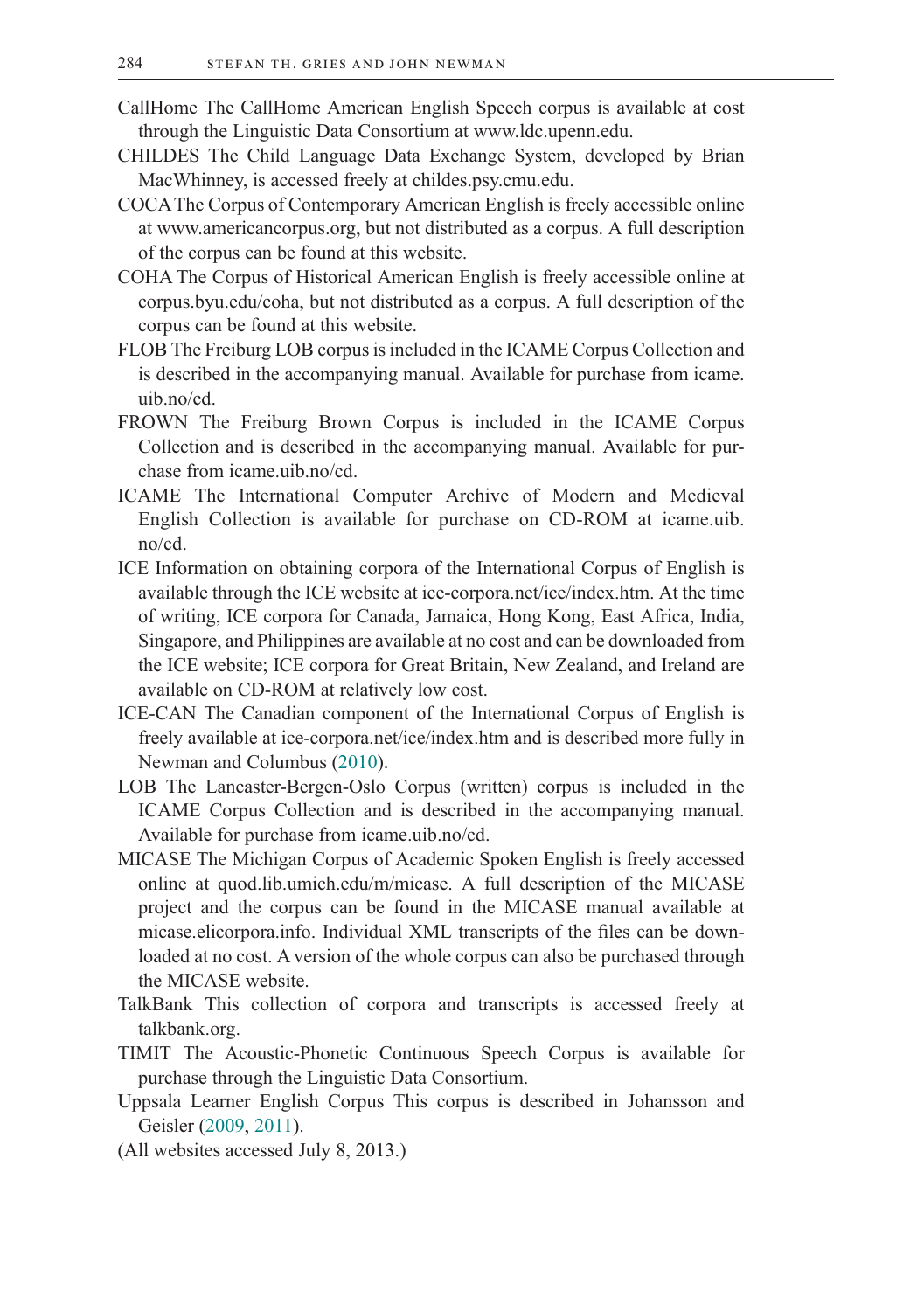CallHome The CallHome American English Speech corpus is available at cost through the Linguistic Data Consortium at www.ldc.upenn.edu.

CHILDES The Child Language Data Exchange System, developed by Brian MacWhinney, is accessed freely at childes.psy.cmu.edu.

COCA The Corpus of Contemporary American English is freely accessible online at www.americancorpus.org, but not distributed as a corpus. A full description of the corpus can be found at this website.

COHA The Corpus of Historical American English is freely accessible online at corpus.byu.edu/coha, but not distributed as a corpus. A full description of the corpus can be found at this website.

FLOB The Freiburg LOB corpus is included in the ICAME Corpus Collection and is described in the accompanying manual. Available for purchase from icame.uib.no/cd.

FROWN The Freiburg Brown Corpus is included in the ICAME Corpus Collection and is described in the accompanying manual. Available for purchase from icame.uib.no/cd.

ICAME The International Computer Archive of Modern and Medieval English Collection is available for purchase on CD-ROM at icame.uib.no/cd.

ICE Information on obtaining corpora of the International Corpus of English is available through the ICE website at ice-corpora.net/ice/index.htm. At the time of writing, ICE corpora for Canada, Jamaica, Hong Kong, East Africa, India, Singapore, and Philippines are available at no cost and can be downloaded from the ICE website; ICE corpora for Great Britain, New Zealand, and Ireland are available on CD-ROM at relatively low cost.

ICE-CAN The Canadian component of the International Corpus of English is freely available at ice-corpora.net/ice/index.htm and is described more fully in Newman and Columbus (2010).

LOB The Lancaster-Bergen-Oslo Corpus (written) corpus is included in the ICAME Corpus Collection and is described in the accompanying manual. Available for purchase from icame.uib.no/cd.

MICASE The Michigan Corpus of Academic Spoken English is freely accessed online at quod.lib.umich.edu/m/micase. A full description of the MICASE project and the corpus can be found in the MICASE manual available at micase.elicorpora.info. Individual XML transcripts of the files can be downloaded at no cost. A version of the whole corpus can also be purchased through the MICASE website.

TalkBank This collection of corpora and transcripts is accessed freely at talkbank.org.

TIMIT The Acoustic-Phonetic Continuous Speech Corpus is available for purchase through the Linguistic Data Consortium.

Uppsala Learner English Corpus This corpus is described in Johansson and Geisler (2009, 2011).

(All websites accessed July 8, 2013.)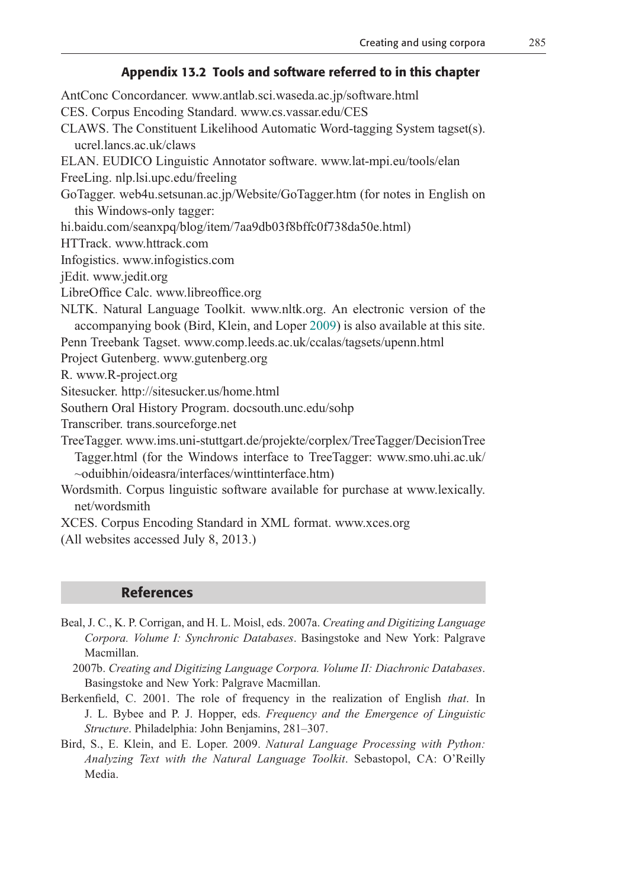## Appendix 13.2 Tools and software referred to in this chapter

AntConc Concordancer. www.antlab.sci.waseda.ac.jp/software.html

CES. Corpus Encoding Standard. www.cs.vassar.edu/CES

CLAWS. The Constituent Likelihood Automatic Word-tagging System tagset(s). ucrel.lancs.ac.uk/claws

ELAN. EUDICO Linguistic Annotator software. www.lat-mpi.eu/tools/elan

FreeLing. nlp.lsi.upc.edu/freeling

GoTagger. web4u.setsunan.ac.jp/Website/GoTagger.htm (for notes in English on this Windows-only tagger:
hi.baidu.com/seanxpq/blog/item/7aa9db03f8bffc0f738da50e.html)

HTTrack. www.httrack.com

Infogistics. www.infogistics.com

jEdit. www.jedit.org

LibreOffice Calc. www.libreoffice.org

NLTK. Natural Language Toolkit. www.nltk.org. An electronic version of the accompanying book (Bird, Klein, and Loper 2009) is also available at this site.

Penn Treebank Tagset. www.comp.leeds.ac.uk/ccalas/tagsets/upenn.html

Project Gutenberg. www.gutenberg.org

R. www.R-project.org

Sitesucker. http://sitesucker.us/home.html

Southern Oral History Program. docsouth.unc.edu/sohp

Transcriber. trans.sourceforge.net

TreeTagger. www.ims.uni-stuttgart.de/projekte/corplex/TreeTagger/DecisionTreeTagger.html (for the Windows interface to TreeTagger: www.smo.uhi.ac.uk/~oduibhin/oideasra/interfaces/winttinterface.htm)

Wordsmith. Corpus linguistic software available for purchase at www.lexically.net/wordsmith

XCES. Corpus Encoding Standard in XML format. www.xces.org

(All websites accessed July 8, 2013.)

## References

Beal, J. C., K. P. Corrigan, and H. L. Moisl, eds. 2007a. *Creating and Digitizing Language Corpora. Volume I: Synchronic Databases*. Basingstoke and New York: Palgrave Macmillan.

2007b. *Creating and Digitizing Language Corpora. Volume II: Diachronic Databases*. Basingstoke and New York: Palgrave Macmillan.

Berkenfield, C. 2001. The role of frequency in the realization of English *that*. In J. L. Bybee and P. J. Hopper, eds. *Frequency and the Emergence of Linguistic Structure*. Philadelphia: John Benjamins, 281–307.

Bird, S., E. Klein, and E. Loper. 2009. *Natural Language Processing with Python: Analyzing Text with the Natural Language Toolkit*. Sebastopol, CA: O'Reilly Media.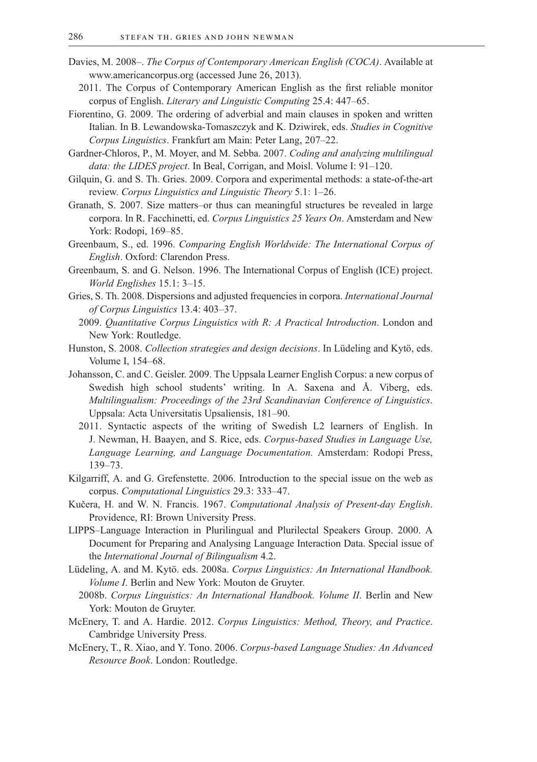Davies, M. 2008–. *The Corpus of Contemporary American English (COCA)*. Available at www.americancorpus.org (accessed June 26, 2013).

2011. The Corpus of Contemporary American English as the first reliable monitor corpus of English. *Literary and Linguistic Computing* 25.4: 447–65.

Fiorentino, G. 2009. The ordering of adverbial and main clauses in spoken and written Italian. In B. Lewandowska-Tomaszczyk and K. Dziwirek, eds. *Studies in Cognitive Corpus Linguistics*. Frankfurt am Main: Peter Lang, 207–22.

Gardner-Chloros, P., M. Moyer, and M. Sebba. 2007. *Coding and analyzing multilingual data: the LIDES project*. In Beal, Corrigan, and Moisl. Volume I: 91–120.

Gilquin, G. and S. Th. Gries. 2009. Corpora and experimental methods: a state-of-the-art review. *Corpus Linguistics and Linguistic Theory* 5.1: 1–26.

Granath, S. 2007. Size matters–or thus can meaningful structures be revealed in large corpora. In R. Facchinetti, ed. *Corpus Linguistics 25 Years On*. Amsterdam and New York: Rodopi, 169–85.

Greenbaum, S., ed. 1996. *Comparing English Worldwide: The International Corpus of English*. Oxford: Clarendon Press.

Greenbaum, S. and G. Nelson. 1996. The International Corpus of English (ICE) project. *World Englishes* 15.1: 3–15.

Gries, S. Th. 2008. Dispersions and adjusted frequencies in corpora. *International Journal of Corpus Linguistics* 13.4: 403–37.

2009. *Quantitative Corpus Linguistics with R: A Practical Introduction*. London and New York: Routledge.

Hunston, S. 2008. *Collection strategies and design decisions*. In Lüdeling and Kytö, eds. Volume I, 154–68.

Johansson, C. and C. Geisler. 2009. The Uppsala Learner English Corpus: a new corpus of Swedish high school students' writing. In A. Saxena and Å. Viberg, eds. *Multilingualism: Proceedings of the 23rd Scandinavian Conference of Linguistics*. Uppsala: Acta Universitatis Upsaliensis, 181–90.

2011. Syntactic aspects of the writing of Swedish L2 learners of English. In J. Newman, H. Baayen, and S. Rice, eds. *Corpus-based Studies in Language Use, Language Learning, and Language Documentation.* Amsterdam: Rodopi Press, 139–73.

Kilgarriff, A. and G. Grefenstette. 2006. Introduction to the special issue on the web as corpus. *Computational Linguistics* 29.3: 333–47.

Kučera, H. and W. N. Francis. 1967. *Computational Analysis of Present-day English*. Providence, RI: Brown University Press.

LIPPS–Language Interaction in Plurilingual and Plurilectal Speakers Group. 2000. A Document for Preparing and Analysing Language Interaction Data. Special issue of the *International Journal of Bilingualism* 4.2.

Lüdeling, A. and M. Kytö. eds. 2008a. *Corpus Linguistics: An International Handbook. Volume I*. Berlin and New York: Mouton de Gruyter.

2008b. *Corpus Linguistics: An International Handbook. Volume II*. Berlin and New York: Mouton de Gruyter.

McEnery, T. and A. Hardie. 2012. *Corpus Linguistics: Method, Theory, and Practice*. Cambridge University Press.

McEnery, T., R. Xiao, and Y. Tono. 2006. *Corpus-based Language Studies: An Advanced Resource Book*. London: Routledge.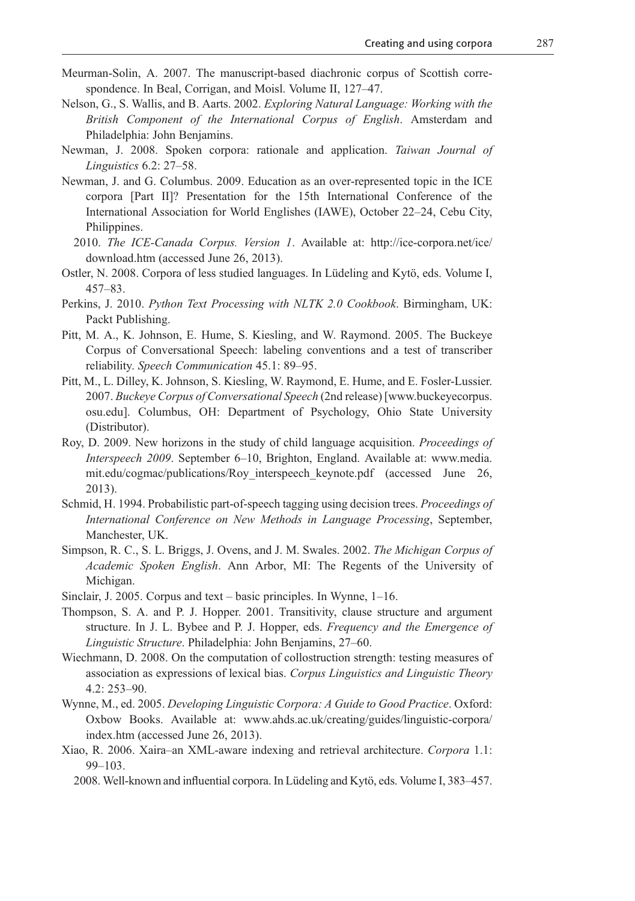Meurman-Solin, A. 2007. The manuscript-based diachronic corpus of Scottish correspondence. In Beal, Corrigan, and Moisl. Volume II, 127–47.

Nelson, G., S. Wallis, and B. Aarts. 2002. *Exploring Natural Language: Working with the British Component of the International Corpus of English*. Amsterdam and Philadelphia: John Benjamins.

Newman, J. 2008. Spoken corpora: rationale and application. *Taiwan Journal of Linguistics* 6.2: 27–58.

Newman, J. and G. Columbus. 2009. Education as an over-represented topic in the ICE corpora [Part II]? Presentation for the 15th International Conference of the International Association for World Englishes (IAWE), October 22–24, Cebu City, Philippines.

2010. *The ICE-Canada Corpus. Version 1*. Available at: http://ice-corpora.net/ice/download.htm (accessed June 26, 2013).

Ostler, N. 2008. Corpora of less studied languages. In Lüdeling and Kytö, eds. Volume I, 457–83.

Perkins, J. 2010. *Python Text Processing with NLTK 2.0 Cookbook*. Birmingham, UK: Packt Publishing.

Pitt, M. A., K. Johnson, E. Hume, S. Kiesling, and W. Raymond. 2005. The Buckeye Corpus of Conversational Speech: labeling conventions and a test of transcriber reliability. *Speech Communication* 45.1: 89–95.

Pitt, M., L. Dilley, K. Johnson, S. Kiesling, W. Raymond, E. Hume, and E. Fosler-Lussier. 2007. *Buckeye Corpus of Conversational Speech* (2nd release) [www.buckeyecorpus.osu.edu]. Columbus, OH: Department of Psychology, Ohio State University (Distributor).

Roy, D. 2009. New horizons in the study of child language acquisition. *Proceedings of Interspeech 2009*. September 6–10, Brighton, England. Available at: www.media.mit.edu/cogmac/publications/Roy_interspeech_keynote.pdf (accessed June 26, 2013).

Schmid, H. 1994. Probabilistic part-of-speech tagging using decision trees. *Proceedings of International Conference on New Methods in Language Processing*, September, Manchester, UK.

Simpson, R. C., S. L. Briggs, J. Ovens, and J. M. Swales. 2002. *The Michigan Corpus of Academic Spoken English*. Ann Arbor, MI: The Regents of the University of Michigan.

Sinclair, J. 2005. Corpus and text – basic principles. In Wynne, 1–16.

Thompson, S. A. and P. J. Hopper. 2001. Transitivity, clause structure and argument structure. In J. L. Bybee and P. J. Hopper, eds. *Frequency and the Emergence of Linguistic Structure*. Philadelphia: John Benjamins, 27–60.

Wiechmann, D. 2008. On the computation of collostruction strength: testing measures of association as expressions of lexical bias. *Corpus Linguistics and Linguistic Theory* 4.2: 253–90.

Wynne, M., ed. 2005. *Developing Linguistic Corpora: A Guide to Good Practice*. Oxford: Oxbow Books. Available at: www.ahds.ac.uk/creating/guides/linguistic-corpora/index.htm (accessed June 26, 2013).

Xiao, R. 2006. Xaira–an XML-aware indexing and retrieval architecture. *Corpora* 1.1: 99–103.

2008. Well-known and influential corpora. In Lüdeling and Kytö, eds. Volume I, 383–457.